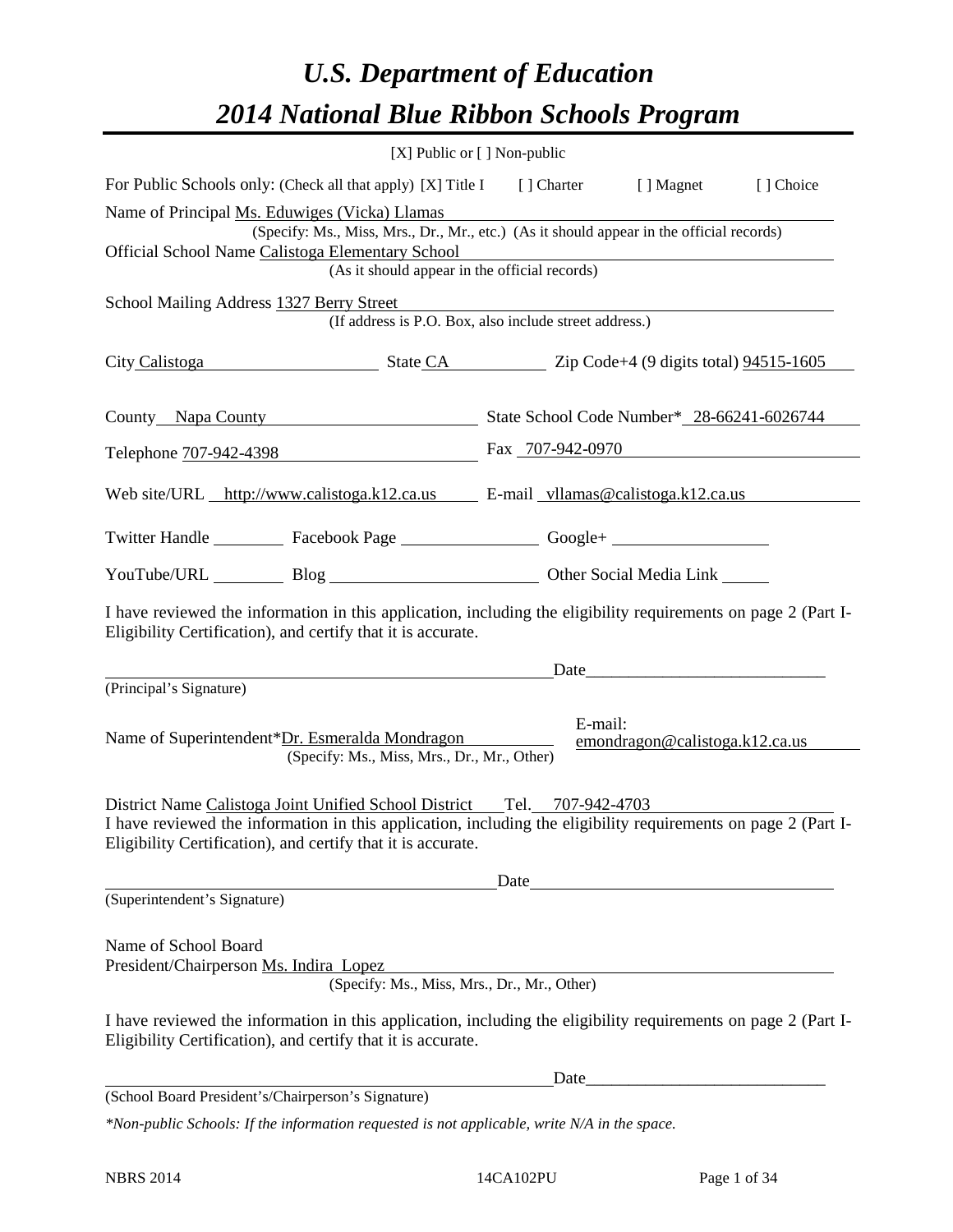# U.S. Department of Education

# 2014 National Blue Ribbon Schools Program

[X] Public or [ ] Non-public

For Public Schools only: (Check all that apply) [X] Title I [ ] Charter [ ] Magnet [ ] Choice

Name of Principal Ms. Eduwiges (Vicka) Llamas
(Specify: Ms., Miss, Mrs., Dr., Mr., etc.) (As it should appear in the official records)

Official School Name Calistoga Elementary School
(As it should appear in the official records)

School Mailing Address 1327 Berry Street
(If address is P.O. Box, also include street address.)

City Calistoga State CA Zip Code+4 (9 digits total) 94515-1605

County Napa County State School Code Number* 28-66241-6026744

Telephone 707-942-4398 Fax 707-942-0970

Web site/URL http://www.calistoga.k12.ca.us E-mail vllamas@calistoga.k12.ca.us

Twitter Handle \_\_\_\_\_\_\_\_ Facebook Page \_\_\_\_\_\_\_\_ Google+ \_\_\_\_\_\_\_\_

YouTube/URL \_\_\_\_\_\_\_\_ Blog \_\_\_\_\_\_\_\_ Other Social Media Link \_\_\_\_\_\_\_\_

I have reviewed the information in this application, including the eligibility requirements on page 2 (Part I-Eligibility Certification), and certify that it is accurate.

\_\_\_\_\_\_\_\_\_\_\_\_\_\_\_\_\_\_\_\_\_\_\_\_\_\_\_\_\_\_\_\_ Date\_\_\_\_\_\_\_\_\_\_\_\_\_\_\_\_\_\_\_\_\_\_\_\_
(Principal's Signature)

Name of Superintendent*Dr. Esmeralda Mondragon E-mail: emondragon@calistoga.k12.ca.us
(Specify: Ms., Miss, Mrs., Dr., Mr., Other)

District Name Calistoga Joint Unified School District Tel. 707-942-4703

I have reviewed the information in this application, including the eligibility requirements on page 2 (Part I-Eligibility Certification), and certify that it is accurate.

\_\_\_\_\_\_\_\_\_\_\_\_\_\_\_\_\_\_\_\_\_\_\_\_\_\_\_\_\_\_\_\_ Date\_\_\_\_\_\_\_\_\_\_\_\_\_\_\_\_\_\_\_\_\_\_\_\_
(Superintendent's Signature)

Name of School Board
President/Chairperson Ms. Indira Lopez
(Specify: Ms., Miss, Mrs., Dr., Mr., Other)

I have reviewed the information in this application, including the eligibility requirements on page 2 (Part I-Eligibility Certification), and certify that it is accurate.

\_\_\_\_\_\_\_\_\_\_\_\_\_\_\_\_\_\_\_\_\_\_\_\_\_\_\_\_\_\_\_\_ Date\_\_\_\_\_\_\_\_\_\_\_\_\_\_\_\_\_\_\_\_\_\_\_\_
(School Board President's/Chairperson's Signature)

*\*Non-public Schools: If the information requested is not applicable, write N/A in the space.*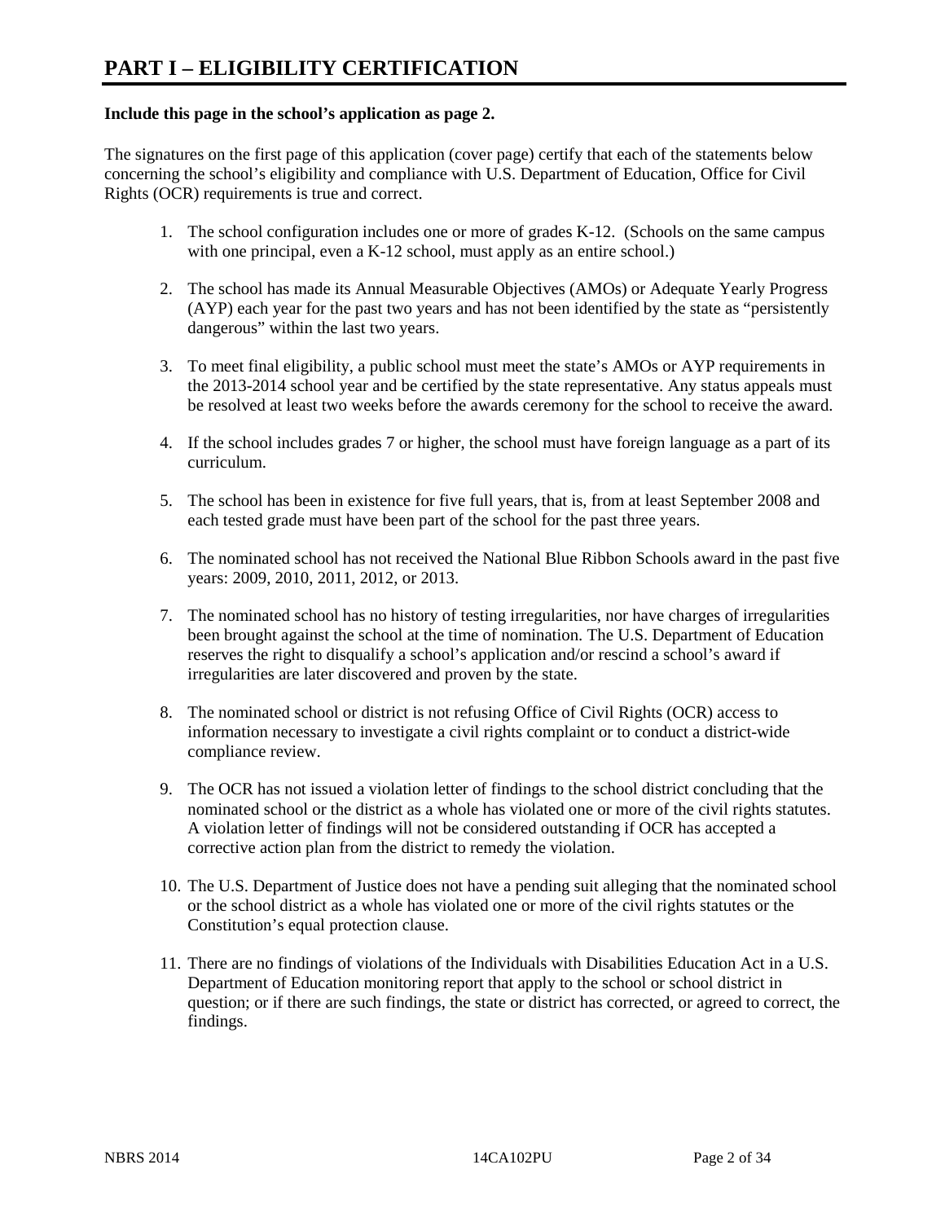# PART I – ELIGIBILITY CERTIFICATION

**Include this page in the school's application as page 2.**

The signatures on the first page of this application (cover page) certify that each of the statements below concerning the school's eligibility and compliance with U.S. Department of Education, Office for Civil Rights (OCR) requirements is true and correct.

1. The school configuration includes one or more of grades K-12. (Schools on the same campus with one principal, even a K-12 school, must apply as an entire school.)

2. The school has made its Annual Measurable Objectives (AMOs) or Adequate Yearly Progress (AYP) each year for the past two years and has not been identified by the state as "persistently dangerous" within the last two years.

3. To meet final eligibility, a public school must meet the state's AMOs or AYP requirements in the 2013-2014 school year and be certified by the state representative. Any status appeals must be resolved at least two weeks before the awards ceremony for the school to receive the award.

4. If the school includes grades 7 or higher, the school must have foreign language as a part of its curriculum.

5. The school has been in existence for five full years, that is, from at least September 2008 and each tested grade must have been part of the school for the past three years.

6. The nominated school has not received the National Blue Ribbon Schools award in the past five years: 2009, 2010, 2011, 2012, or 2013.

7. The nominated school has no history of testing irregularities, nor have charges of irregularities been brought against the school at the time of nomination. The U.S. Department of Education reserves the right to disqualify a school's application and/or rescind a school's award if irregularities are later discovered and proven by the state.

8. The nominated school or district is not refusing Office of Civil Rights (OCR) access to information necessary to investigate a civil rights complaint or to conduct a district-wide compliance review.

9. The OCR has not issued a violation letter of findings to the school district concluding that the nominated school or the district as a whole has violated one or more of the civil rights statutes. A violation letter of findings will not be considered outstanding if OCR has accepted a corrective action plan from the district to remedy the violation.

10. The U.S. Department of Justice does not have a pending suit alleging that the nominated school or the school district as a whole has violated one or more of the civil rights statutes or the Constitution's equal protection clause.

11. There are no findings of violations of the Individuals with Disabilities Education Act in a U.S. Department of Education monitoring report that apply to the school or school district in question; or if there are such findings, the state or district has corrected, or agreed to correct, the findings.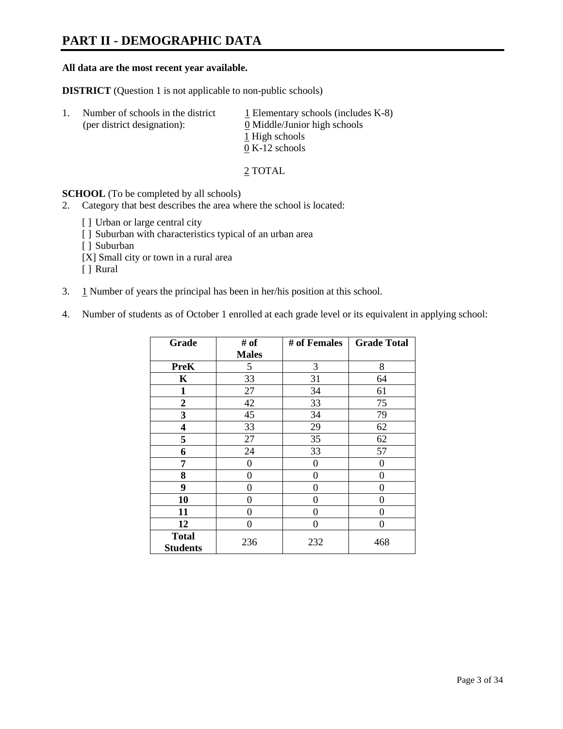# PART II - DEMOGRAPHIC DATA

**All data are the most recent year available.**

**DISTRICT** (Question 1 is not applicable to non-public schools)

1. Number of schools in the district (per district designation):
   1 Elementary schools (includes K-8)
   0 Middle/Junior high schools
   1 High schools
   0 K-12 schools

   2 TOTAL

**SCHOOL** (To be completed by all schools)

2. Category that best describes the area where the school is located:

   [ ] Urban or large central city
   [ ] Suburban with characteristics typical of an urban area
   [ ] Suburban
   [X] Small city or town in a rural area
   [ ] Rural

3. 1 Number of years the principal has been in her/his position at this school.

4. Number of students as of October 1 enrolled at each grade level or its equivalent in applying school:

| Grade | # of Males | # of Females | Grade Total |
|---|---|---|---|
| **PreK** | 5 | 3 | 8 |
| **K** | 33 | 31 | 64 |
| **1** | 27 | 34 | 61 |
| **2** | 42 | 33 | 75 |
| **3** | 45 | 34 | 79 |
| **4** | 33 | 29 | 62 |
| **5** | 27 | 35 | 62 |
| **6** | 24 | 33 | 57 |
| **7** | 0 | 0 | 0 |
| **8** | 0 | 0 | 0 |
| **9** | 0 | 0 | 0 |
| **10** | 0 | 0 | 0 |
| **11** | 0 | 0 | 0 |
| **12** | 0 | 0 | 0 |
| **Total Students** | 236 | 232 | 468 |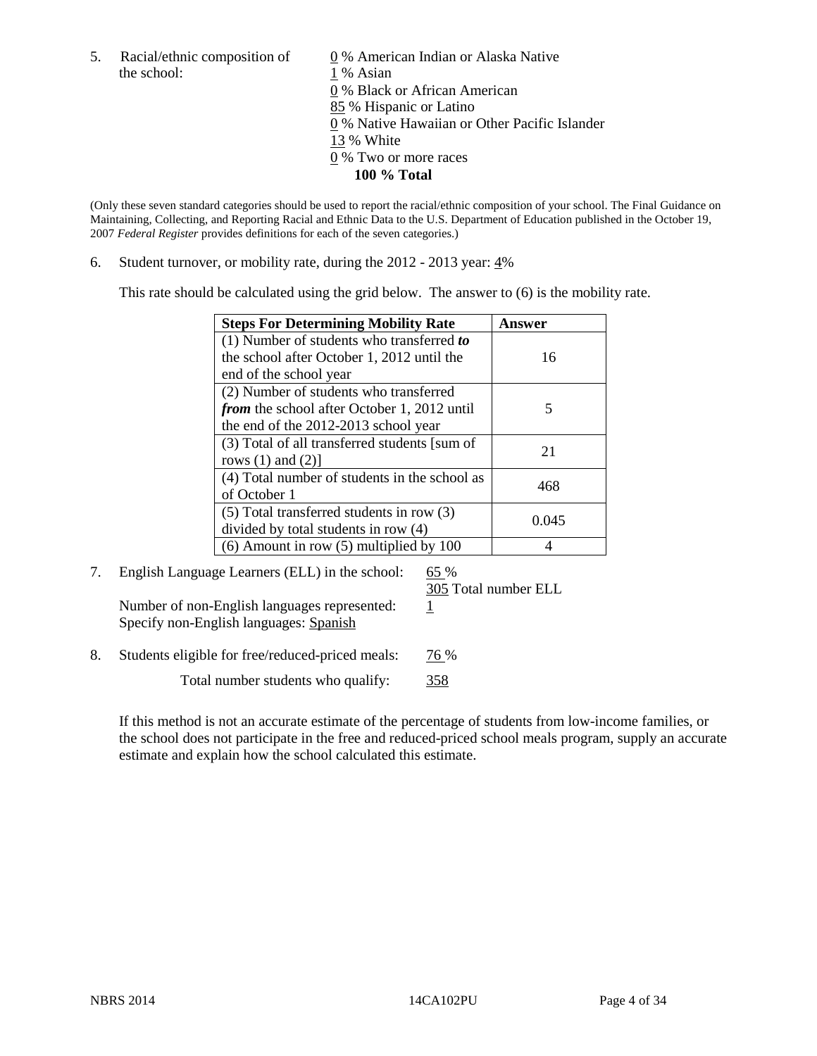5. Racial/ethnic composition of the school:

0 % American Indian or Alaska Native
1 % Asian
0 % Black or African American
85 % Hispanic or Latino
0 % Native Hawaiian or Other Pacific Islander
13 % White
0 % Two or more races
**100 % Total**

(Only these seven standard categories should be used to report the racial/ethnic composition of your school. The Final Guidance on Maintaining, Collecting, and Reporting Racial and Ethnic Data to the U.S. Department of Education published in the October 19, 2007 *Federal Register* provides definitions for each of the seven categories.)

6. Student turnover, or mobility rate, during the 2012 - 2013 year: 4%

This rate should be calculated using the grid below. The answer to (6) is the mobility rate.

| **Steps For Determining Mobility Rate** | **Answer** |
|---|---|
| (1) Number of students who transferred ***to*** the school after October 1, 2012 until the end of the school year | 16 |
| (2) Number of students who transferred ***from*** the school after October 1, 2012 until the end of the 2012-2013 school year | 5 |
| (3) Total of all transferred students [sum of rows (1) and (2)] | 21 |
| (4) Total number of students in the school as of October 1 | 468 |
| (5) Total transferred students in row (3) divided by total students in row (4) | 0.045 |
| (6) Amount in row (5) multiplied by 100 | 4 |

7. English Language Learners (ELL) in the school: 65 %
305 Total number ELL

Number of non-English languages represented: 1
Specify non-English languages: Spanish

8. Students eligible for free/reduced-priced meals: 76 %

Total number students who qualify: 358

If this method is not an accurate estimate of the percentage of students from low-income families, or the school does not participate in the free and reduced-priced school meals program, supply an accurate estimate and explain how the school calculated this estimate.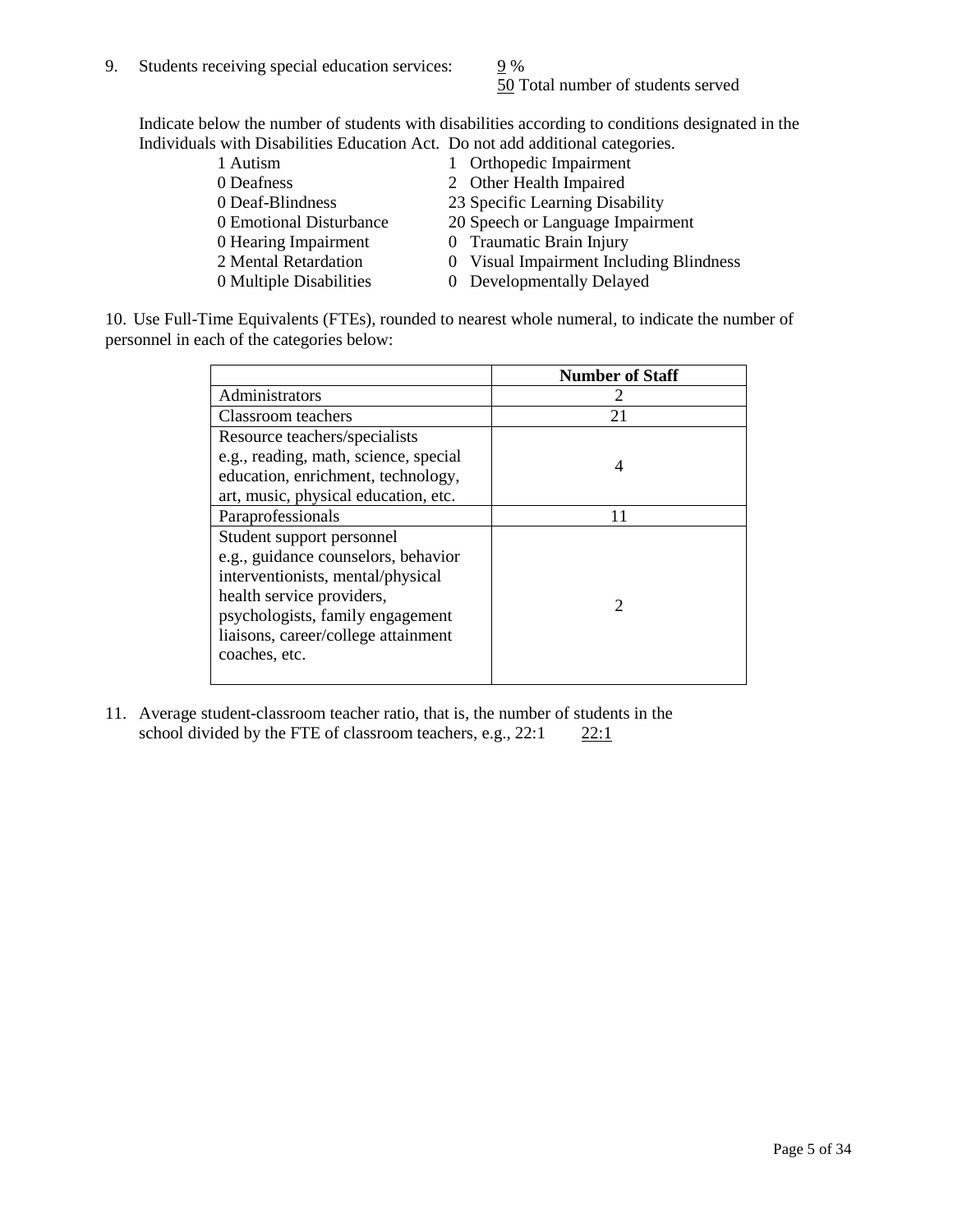9. Students receiving special education services: 9 %
   50 Total number of students served

   Indicate below the number of students with disabilities according to conditions designated in the Individuals with Disabilities Education Act. Do not add additional categories.

| | |
|---|---|
| 1 Autism | 1 Orthopedic Impairment |
| 0 Deafness | 2 Other Health Impaired |
| 0 Deaf-Blindness | 23 Specific Learning Disability |
| 0 Emotional Disturbance | 20 Speech or Language Impairment |
| 0 Hearing Impairment | 0 Traumatic Brain Injury |
| 2 Mental Retardation | 0 Visual Impairment Including Blindness |
| 0 Multiple Disabilities | 0 Developmentally Delayed |

10. Use Full-Time Equivalents (FTEs), rounded to nearest whole numeral, to indicate the number of personnel in each of the categories below:

| | **Number of Staff** |
|---|---|
| Administrators | 2 |
| Classroom teachers | 21 |
| Resource teachers/specialists e.g., reading, math, science, special education, enrichment, technology, art, music, physical education, etc. | 4 |
| Paraprofessionals | 11 |
| Student support personnel e.g., guidance counselors, behavior interventionists, mental/physical health service providers, psychologists, family engagement liaisons, career/college attainment coaches, etc. | 2 |

11. Average student-classroom teacher ratio, that is, the number of students in the school divided by the FTE of classroom teachers, e.g., 22:1 22:1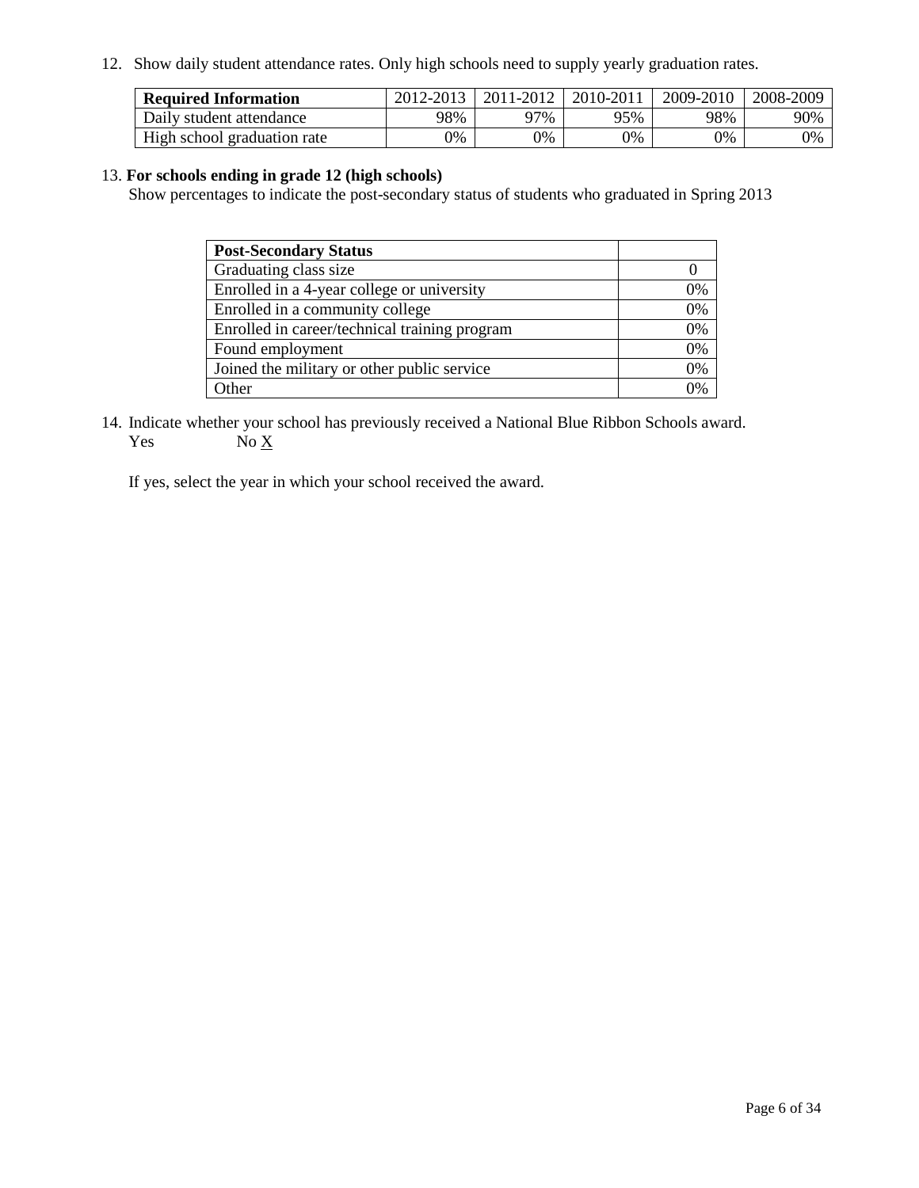12. Show daily student attendance rates. Only high schools need to supply yearly graduation rates.

| **Required Information** | 2012-2013 | 2011-2012 | 2010-2011 | 2009-2010 | 2008-2009 |
| --- | --- | --- | --- | --- | --- |
| Daily student attendance | 98% | 97% | 95% | 98% | 90% |
| High school graduation rate | 0% | 0% | 0% | 0% | 0% |

13. **For schools ending in grade 12 (high schools)**
Show percentages to indicate the post-secondary status of students who graduated in Spring 2013

| **Post-Secondary Status** | |
| --- | --- |
| Graduating class size | 0 |
| Enrolled in a 4-year college or university | 0% |
| Enrolled in a community college | 0% |
| Enrolled in career/technical training program | 0% |
| Found employment | 0% |
| Joined the military or other public service | 0% |
| Other | 0% |

14. Indicate whether your school has previously received a National Blue Ribbon Schools award.
Yes No X

If yes, select the year in which your school received the award.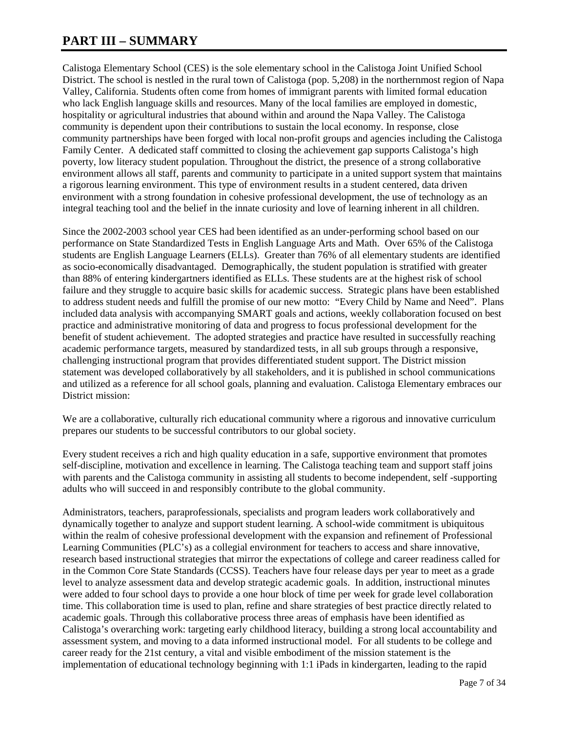# PART III – SUMMARY

Calistoga Elementary School (CES) is the sole elementary school in the Calistoga Joint Unified School District. The school is nestled in the rural town of Calistoga (pop. 5,208) in the northernmost region of Napa Valley, California. Students often come from homes of immigrant parents with limited formal education who lack English language skills and resources. Many of the local families are employed in domestic, hospitality or agricultural industries that abound within and around the Napa Valley. The Calistoga community is dependent upon their contributions to sustain the local economy. In response, close community partnerships have been forged with local non-profit groups and agencies including the Calistoga Family Center. A dedicated staff committed to closing the achievement gap supports Calistoga's high poverty, low literacy student population. Throughout the district, the presence of a strong collaborative environment allows all staff, parents and community to participate in a united support system that maintains a rigorous learning environment. This type of environment results in a student centered, data driven environment with a strong foundation in cohesive professional development, the use of technology as an integral teaching tool and the belief in the innate curiosity and love of learning inherent in all children.

Since the 2002-2003 school year CES had been identified as an under-performing school based on our performance on State Standardized Tests in English Language Arts and Math. Over 65% of the Calistoga students are English Language Learners (ELLs). Greater than 76% of all elementary students are identified as socio-economically disadvantaged. Demographically, the student population is stratified with greater than 88% of entering kindergartners identified as ELLs. These students are at the highest risk of school failure and they struggle to acquire basic skills for academic success. Strategic plans have been established to address student needs and fulfill the promise of our new motto: "Every Child by Name and Need". Plans included data analysis with accompanying SMART goals and actions, weekly collaboration focused on best practice and administrative monitoring of data and progress to focus professional development for the benefit of student achievement. The adopted strategies and practice have resulted in successfully reaching academic performance targets, measured by standardized tests, in all sub groups through a responsive, challenging instructional program that provides differentiated student support. The District mission statement was developed collaboratively by all stakeholders, and it is published in school communications and utilized as a reference for all school goals, planning and evaluation. Calistoga Elementary embraces our District mission:

We are a collaborative, culturally rich educational community where a rigorous and innovative curriculum prepares our students to be successful contributors to our global society.

Every student receives a rich and high quality education in a safe, supportive environment that promotes self-discipline, motivation and excellence in learning. The Calistoga teaching team and support staff joins with parents and the Calistoga community in assisting all students to become independent, self -supporting adults who will succeed in and responsibly contribute to the global community.

Administrators, teachers, paraprofessionals, specialists and program leaders work collaboratively and dynamically together to analyze and support student learning. A school-wide commitment is ubiquitous within the realm of cohesive professional development with the expansion and refinement of Professional Learning Communities (PLC's) as a collegial environment for teachers to access and share innovative, research based instructional strategies that mirror the expectations of college and career readiness called for in the Common Core State Standards (CCSS). Teachers have four release days per year to meet as a grade level to analyze assessment data and develop strategic academic goals. In addition, instructional minutes were added to four school days to provide a one hour block of time per week for grade level collaboration time. This collaboration time is used to plan, refine and share strategies of best practice directly related to academic goals. Through this collaborative process three areas of emphasis have been identified as Calistoga's overarching work: targeting early childhood literacy, building a strong local accountability and assessment system, and moving to a data informed instructional model. For all students to be college and career ready for the 21st century, a vital and visible embodiment of the mission statement is the implementation of educational technology beginning with 1:1 iPads in kindergarten, leading to the rapid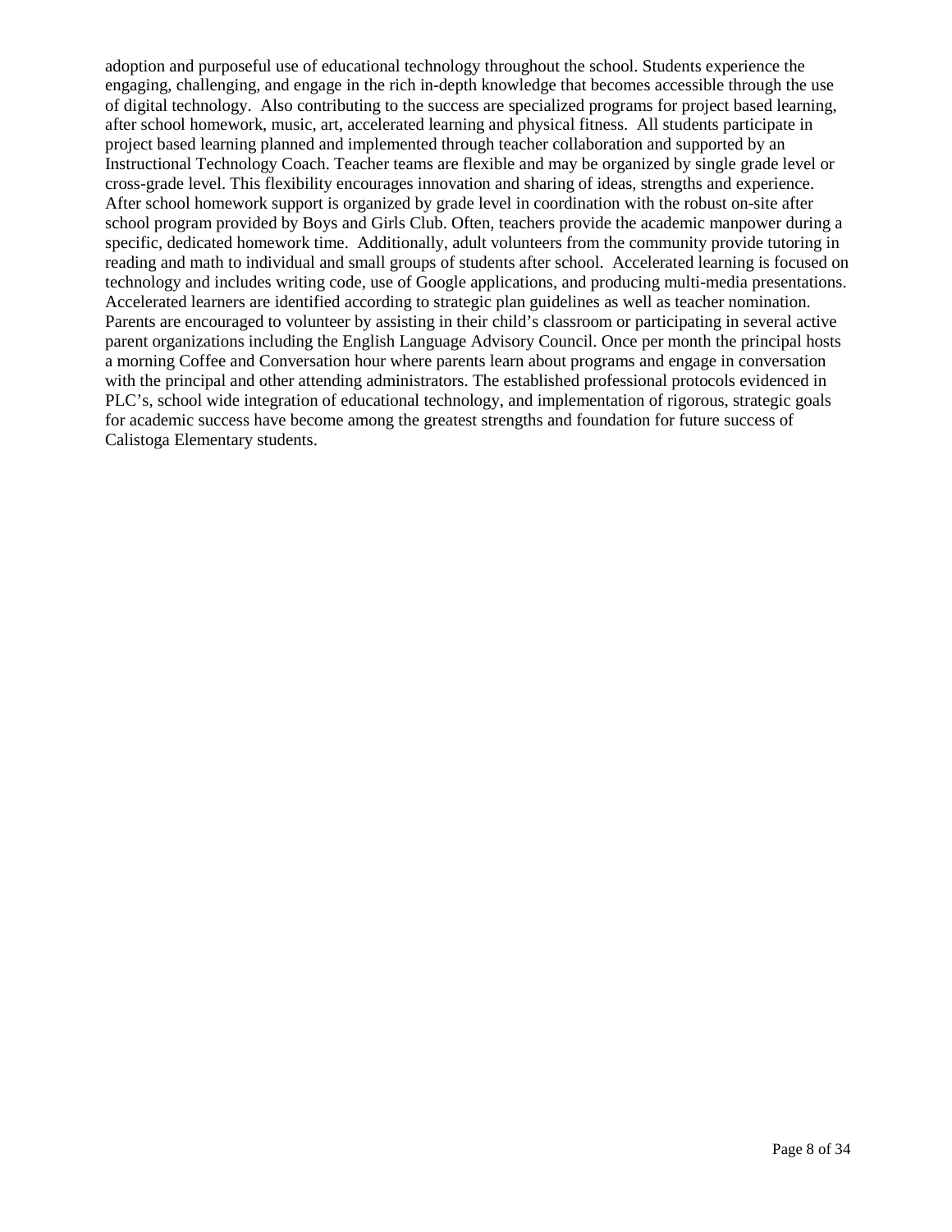adoption and purposeful use of educational technology throughout the school. Students experience the engaging, challenging, and engage in the rich in-depth knowledge that becomes accessible through the use of digital technology. Also contributing to the success are specialized programs for project based learning, after school homework, music, art, accelerated learning and physical fitness. All students participate in project based learning planned and implemented through teacher collaboration and supported by an Instructional Technology Coach. Teacher teams are flexible and may be organized by single grade level or cross-grade level. This flexibility encourages innovation and sharing of ideas, strengths and experience. After school homework support is organized by grade level in coordination with the robust on-site after school program provided by Boys and Girls Club. Often, teachers provide the academic manpower during a specific, dedicated homework time. Additionally, adult volunteers from the community provide tutoring in reading and math to individual and small groups of students after school. Accelerated learning is focused on technology and includes writing code, use of Google applications, and producing multi-media presentations. Accelerated learners are identified according to strategic plan guidelines as well as teacher nomination. Parents are encouraged to volunteer by assisting in their child's classroom or participating in several active parent organizations including the English Language Advisory Council. Once per month the principal hosts a morning Coffee and Conversation hour where parents learn about programs and engage in conversation with the principal and other attending administrators. The established professional protocols evidenced in PLC's, school wide integration of educational technology, and implementation of rigorous, strategic goals for academic success have become among the greatest strengths and foundation for future success of Calistoga Elementary students.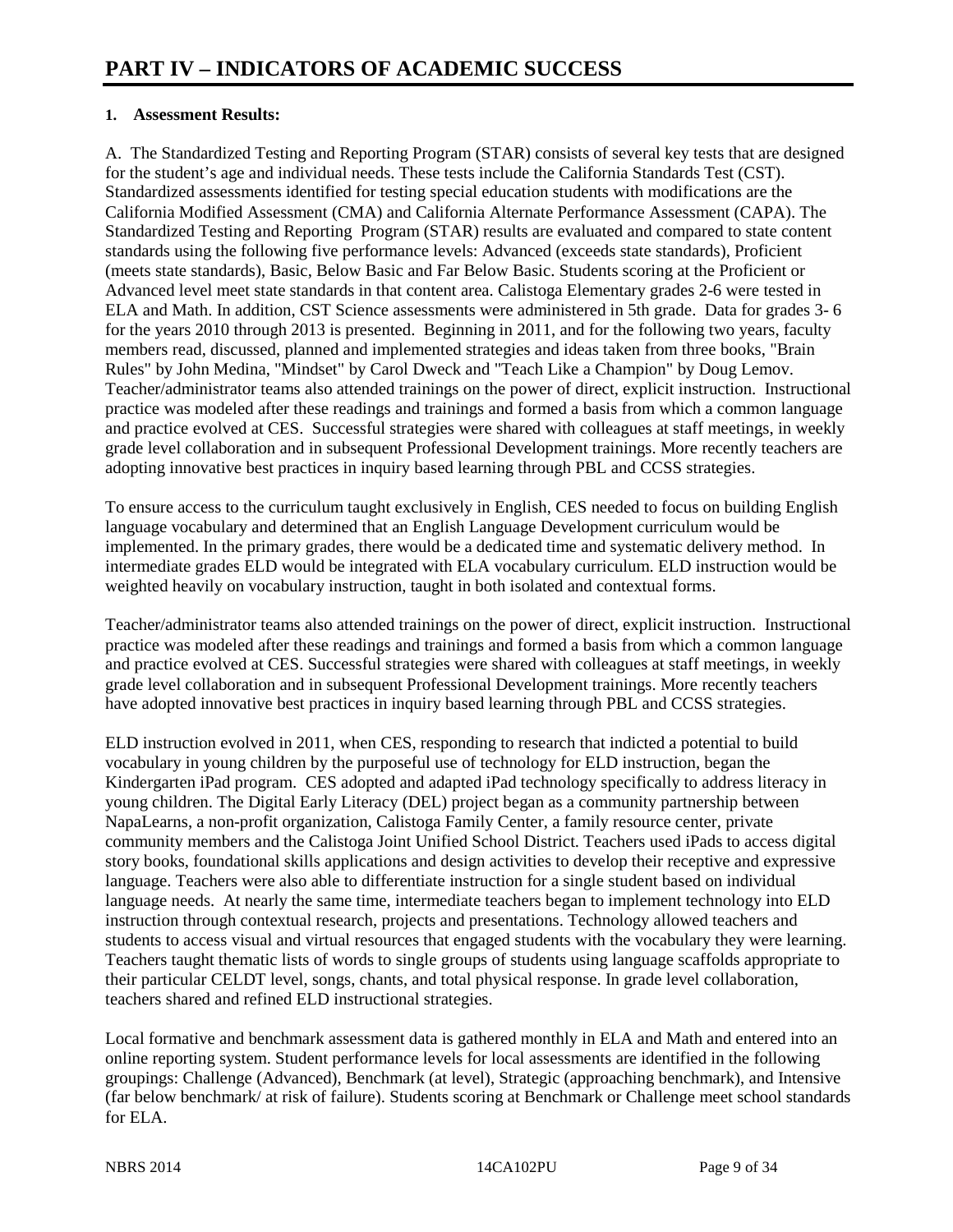# PART IV – INDICATORS OF ACADEMIC SUCCESS

**1. Assessment Results:**

A. The Standardized Testing and Reporting Program (STAR) consists of several key tests that are designed for the student's age and individual needs. These tests include the California Standards Test (CST). Standardized assessments identified for testing special education students with modifications are the California Modified Assessment (CMA) and California Alternate Performance Assessment (CAPA). The Standardized Testing and Reporting Program (STAR) results are evaluated and compared to state content standards using the following five performance levels: Advanced (exceeds state standards), Proficient (meets state standards), Basic, Below Basic and Far Below Basic. Students scoring at the Proficient or Advanced level meet state standards in that content area. Calistoga Elementary grades 2-6 were tested in ELA and Math. In addition, CST Science assessments were administered in 5th grade. Data for grades 3- 6 for the years 2010 through 2013 is presented. Beginning in 2011, and for the following two years, faculty members read, discussed, planned and implemented strategies and ideas taken from three books, "Brain Rules" by John Medina, "Mindset" by Carol Dweck and "Teach Like a Champion" by Doug Lemov. Teacher/administrator teams also attended trainings on the power of direct, explicit instruction. Instructional practice was modeled after these readings and trainings and formed a basis from which a common language and practice evolved at CES. Successful strategies were shared with colleagues at staff meetings, in weekly grade level collaboration and in subsequent Professional Development trainings. More recently teachers are adopting innovative best practices in inquiry based learning through PBL and CCSS strategies.

To ensure access to the curriculum taught exclusively in English, CES needed to focus on building English language vocabulary and determined that an English Language Development curriculum would be implemented. In the primary grades, there would be a dedicated time and systematic delivery method. In intermediate grades ELD would be integrated with ELA vocabulary curriculum. ELD instruction would be weighted heavily on vocabulary instruction, taught in both isolated and contextual forms.

Teacher/administrator teams also attended trainings on the power of direct, explicit instruction. Instructional practice was modeled after these readings and trainings and formed a basis from which a common language and practice evolved at CES. Successful strategies were shared with colleagues at staff meetings, in weekly grade level collaboration and in subsequent Professional Development trainings. More recently teachers have adopted innovative best practices in inquiry based learning through PBL and CCSS strategies.

ELD instruction evolved in 2011, when CES, responding to research that indicted a potential to build vocabulary in young children by the purposeful use of technology for ELD instruction, began the Kindergarten iPad program. CES adopted and adapted iPad technology specifically to address literacy in young children. The Digital Early Literacy (DEL) project began as a community partnership between NapaLearns, a non-profit organization, Calistoga Family Center, a family resource center, private community members and the Calistoga Joint Unified School District. Teachers used iPads to access digital story books, foundational skills applications and design activities to develop their receptive and expressive language. Teachers were also able to differentiate instruction for a single student based on individual language needs. At nearly the same time, intermediate teachers began to implement technology into ELD instruction through contextual research, projects and presentations. Technology allowed teachers and students to access visual and virtual resources that engaged students with the vocabulary they were learning. Teachers taught thematic lists of words to single groups of students using language scaffolds appropriate to their particular CELDT level, songs, chants, and total physical response. In grade level collaboration, teachers shared and refined ELD instructional strategies.

Local formative and benchmark assessment data is gathered monthly in ELA and Math and entered into an online reporting system. Student performance levels for local assessments are identified in the following groupings: Challenge (Advanced), Benchmark (at level), Strategic (approaching benchmark), and Intensive (far below benchmark/ at risk of failure). Students scoring at Benchmark or Challenge meet school standards for ELA.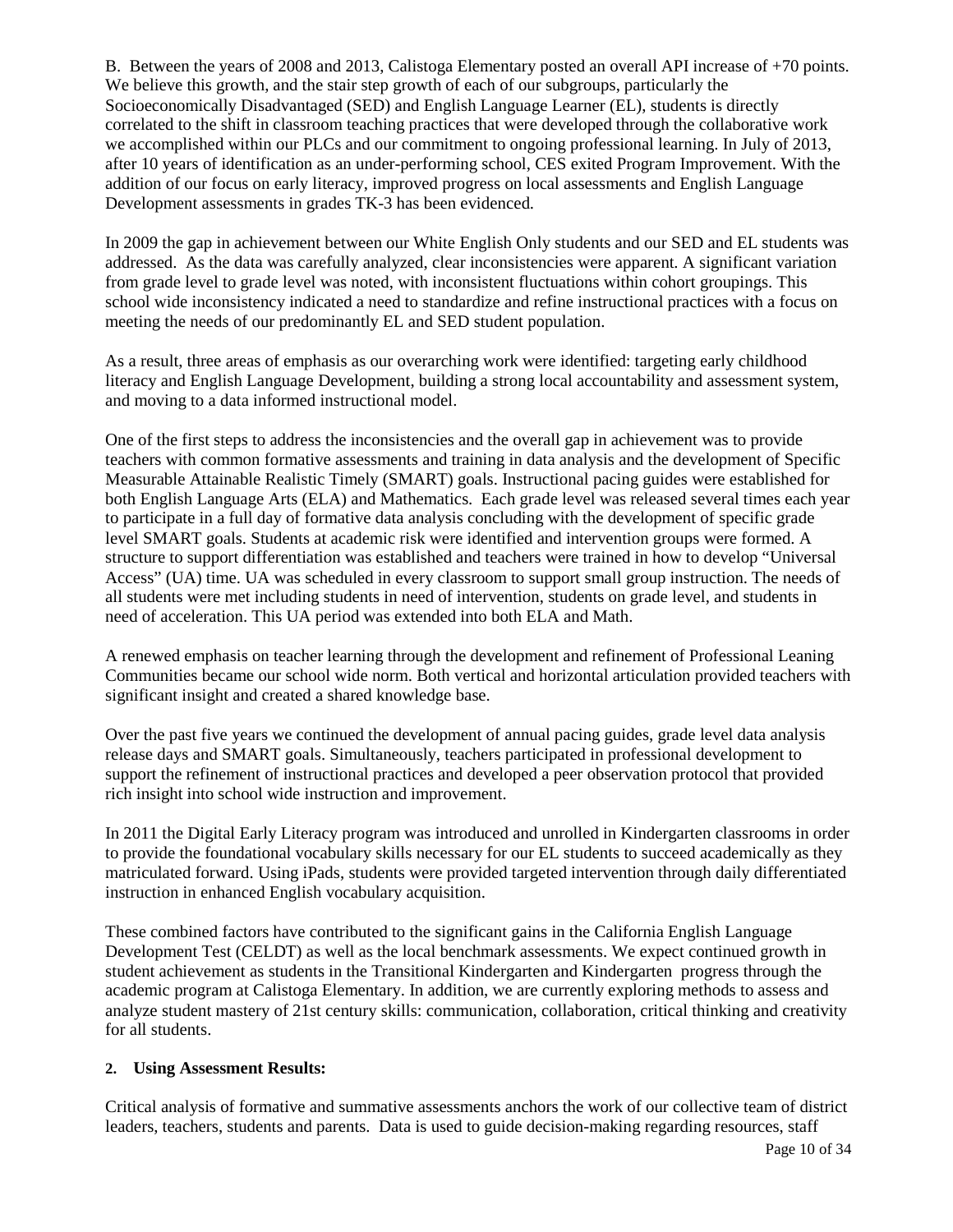B. Between the years of 2008 and 2013, Calistoga Elementary posted an overall API increase of +70 points. We believe this growth, and the stair step growth of each of our subgroups, particularly the Socioeconomically Disadvantaged (SED) and English Language Learner (EL), students is directly correlated to the shift in classroom teaching practices that were developed through the collaborative work we accomplished within our PLCs and our commitment to ongoing professional learning. In July of 2013, after 10 years of identification as an under-performing school, CES exited Program Improvement. With the addition of our focus on early literacy, improved progress on local assessments and English Language Development assessments in grades TK-3 has been evidenced.

In 2009 the gap in achievement between our White English Only students and our SED and EL students was addressed. As the data was carefully analyzed, clear inconsistencies were apparent. A significant variation from grade level to grade level was noted, with inconsistent fluctuations within cohort groupings. This school wide inconsistency indicated a need to standardize and refine instructional practices with a focus on meeting the needs of our predominantly EL and SED student population.

As a result, three areas of emphasis as our overarching work were identified: targeting early childhood literacy and English Language Development, building a strong local accountability and assessment system, and moving to a data informed instructional model.

One of the first steps to address the inconsistencies and the overall gap in achievement was to provide teachers with common formative assessments and training in data analysis and the development of Specific Measurable Attainable Realistic Timely (SMART) goals. Instructional pacing guides were established for both English Language Arts (ELA) and Mathematics. Each grade level was released several times each year to participate in a full day of formative data analysis concluding with the development of specific grade level SMART goals. Students at academic risk were identified and intervention groups were formed. A structure to support differentiation was established and teachers were trained in how to develop "Universal Access" (UA) time. UA was scheduled in every classroom to support small group instruction. The needs of all students were met including students in need of intervention, students on grade level, and students in need of acceleration. This UA period was extended into both ELA and Math.

A renewed emphasis on teacher learning through the development and refinement of Professional Leaning Communities became our school wide norm. Both vertical and horizontal articulation provided teachers with significant insight and created a shared knowledge base.

Over the past five years we continued the development of annual pacing guides, grade level data analysis release days and SMART goals. Simultaneously, teachers participated in professional development to support the refinement of instructional practices and developed a peer observation protocol that provided rich insight into school wide instruction and improvement.

In 2011 the Digital Early Literacy program was introduced and unrolled in Kindergarten classrooms in order to provide the foundational vocabulary skills necessary for our EL students to succeed academically as they matriculated forward. Using iPads, students were provided targeted intervention through daily differentiated instruction in enhanced English vocabulary acquisition.

These combined factors have contributed to the significant gains in the California English Language Development Test (CELDT) as well as the local benchmark assessments. We expect continued growth in student achievement as students in the Transitional Kindergarten and Kindergarten progress through the academic program at Calistoga Elementary. In addition, we are currently exploring methods to assess and analyze student mastery of 21st century skills: communication, collaboration, critical thinking and creativity for all students.

**2. Using Assessment Results:**

Critical analysis of formative and summative assessments anchors the work of our collective team of district leaders, teachers, students and parents. Data is used to guide decision-making regarding resources, staff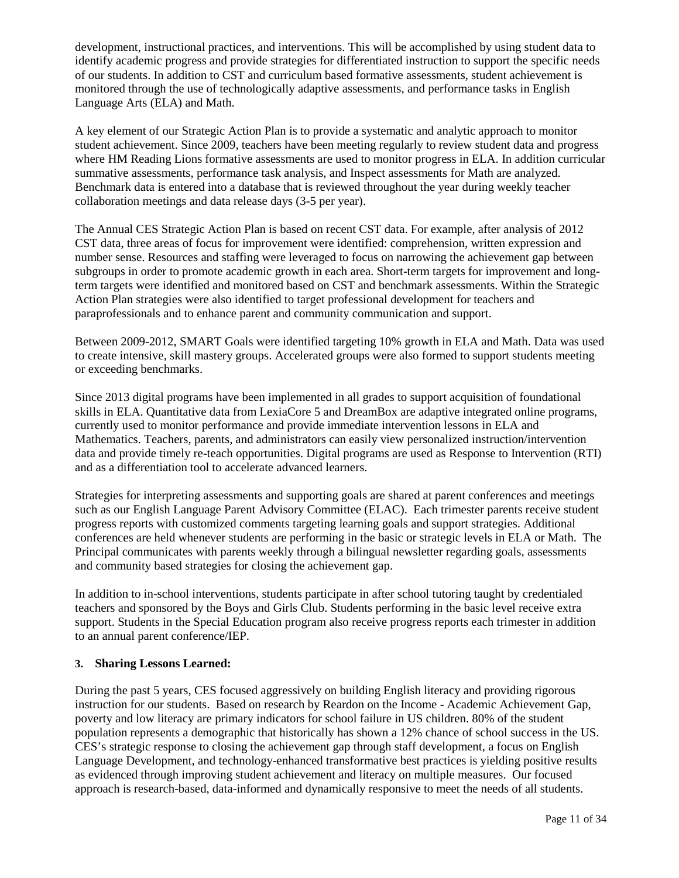development, instructional practices, and interventions. This will be accomplished by using student data to identify academic progress and provide strategies for differentiated instruction to support the specific needs of our students. In addition to CST and curriculum based formative assessments, student achievement is monitored through the use of technologically adaptive assessments, and performance tasks in English Language Arts (ELA) and Math.

A key element of our Strategic Action Plan is to provide a systematic and analytic approach to monitor student achievement. Since 2009, teachers have been meeting regularly to review student data and progress where HM Reading Lions formative assessments are used to monitor progress in ELA. In addition curricular summative assessments, performance task analysis, and Inspect assessments for Math are analyzed. Benchmark data is entered into a database that is reviewed throughout the year during weekly teacher collaboration meetings and data release days (3-5 per year).

The Annual CES Strategic Action Plan is based on recent CST data. For example, after analysis of 2012 CST data, three areas of focus for improvement were identified: comprehension, written expression and number sense. Resources and staffing were leveraged to focus on narrowing the achievement gap between subgroups in order to promote academic growth in each area. Short-term targets for improvement and long-term targets were identified and monitored based on CST and benchmark assessments. Within the Strategic Action Plan strategies were also identified to target professional development for teachers and paraprofessionals and to enhance parent and community communication and support.

Between 2009-2012, SMART Goals were identified targeting 10% growth in ELA and Math. Data was used to create intensive, skill mastery groups. Accelerated groups were also formed to support students meeting or exceeding benchmarks.

Since 2013 digital programs have been implemented in all grades to support acquisition of foundational skills in ELA. Quantitative data from LexiaCore 5 and DreamBox are adaptive integrated online programs, currently used to monitor performance and provide immediate intervention lessons in ELA and Mathematics. Teachers, parents, and administrators can easily view personalized instruction/intervention data and provide timely re-teach opportunities. Digital programs are used as Response to Intervention (RTI) and as a differentiation tool to accelerate advanced learners.

Strategies for interpreting assessments and supporting goals are shared at parent conferences and meetings such as our English Language Parent Advisory Committee (ELAC). Each trimester parents receive student progress reports with customized comments targeting learning goals and support strategies. Additional conferences are held whenever students are performing in the basic or strategic levels in ELA or Math. The Principal communicates with parents weekly through a bilingual newsletter regarding goals, assessments and community based strategies for closing the achievement gap.

In addition to in-school interventions, students participate in after school tutoring taught by credentialed teachers and sponsored by the Boys and Girls Club. Students performing in the basic level receive extra support. Students in the Special Education program also receive progress reports each trimester in addition to an annual parent conference/IEP.

**3. Sharing Lessons Learned:**

During the past 5 years, CES focused aggressively on building English literacy and providing rigorous instruction for our students. Based on research by Reardon on the Income - Academic Achievement Gap, poverty and low literacy are primary indicators for school failure in US children. 80% of the student population represents a demographic that historically has shown a 12% chance of school success in the US. CES's strategic response to closing the achievement gap through staff development, a focus on English Language Development, and technology-enhanced transformative best practices is yielding positive results as evidenced through improving student achievement and literacy on multiple measures. Our focused approach is research-based, data-informed and dynamically responsive to meet the needs of all students.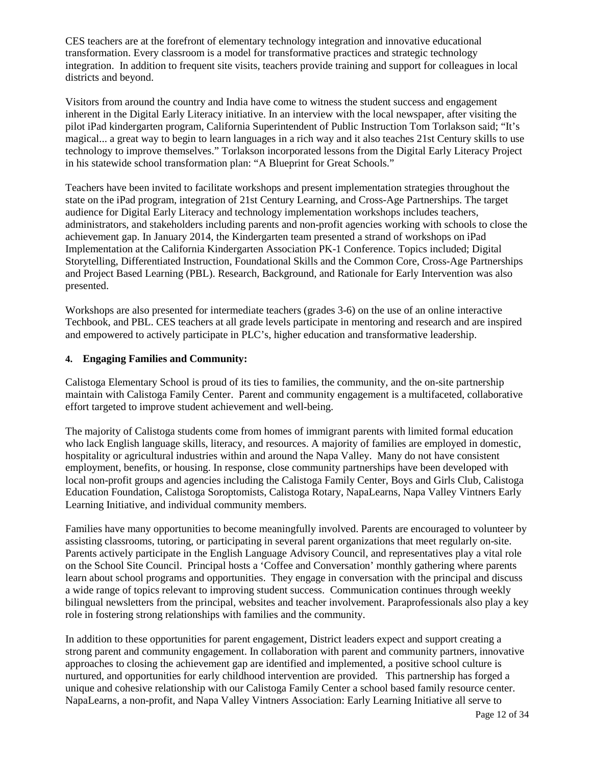CES teachers are at the forefront of elementary technology integration and innovative educational transformation. Every classroom is a model for transformative practices and strategic technology integration. In addition to frequent site visits, teachers provide training and support for colleagues in local districts and beyond.

Visitors from around the country and India have come to witness the student success and engagement inherent in the Digital Early Literacy initiative. In an interview with the local newspaper, after visiting the pilot iPad kindergarten program, California Superintendent of Public Instruction Tom Torlakson said; "It's magical... a great way to begin to learn languages in a rich way and it also teaches 21st Century skills to use technology to improve themselves." Torlakson incorporated lessons from the Digital Early Literacy Project in his statewide school transformation plan: "A Blueprint for Great Schools."

Teachers have been invited to facilitate workshops and present implementation strategies throughout the state on the iPad program, integration of 21st Century Learning, and Cross-Age Partnerships. The target audience for Digital Early Literacy and technology implementation workshops includes teachers, administrators, and stakeholders including parents and non-profit agencies working with schools to close the achievement gap. In January 2014, the Kindergarten team presented a strand of workshops on iPad Implementation at the California Kindergarten Association PK-1 Conference. Topics included; Digital Storytelling, Differentiated Instruction, Foundational Skills and the Common Core, Cross-Age Partnerships and Project Based Learning (PBL). Research, Background, and Rationale for Early Intervention was also presented.

Workshops are also presented for intermediate teachers (grades 3-6) on the use of an online interactive Techbook, and PBL. CES teachers at all grade levels participate in mentoring and research and are inspired and empowered to actively participate in PLC's, higher education and transformative leadership.

**4. Engaging Families and Community:**

Calistoga Elementary School is proud of its ties to families, the community, and the on-site partnership maintain with Calistoga Family Center. Parent and community engagement is a multifaceted, collaborative effort targeted to improve student achievement and well-being.

The majority of Calistoga students come from homes of immigrant parents with limited formal education who lack English language skills, literacy, and resources. A majority of families are employed in domestic, hospitality or agricultural industries within and around the Napa Valley. Many do not have consistent employment, benefits, or housing. In response, close community partnerships have been developed with local non-profit groups and agencies including the Calistoga Family Center, Boys and Girls Club, Calistoga Education Foundation, Calistoga Soroptomists, Calistoga Rotary, NapaLearns, Napa Valley Vintners Early Learning Initiative, and individual community members.

Families have many opportunities to become meaningfully involved. Parents are encouraged to volunteer by assisting classrooms, tutoring, or participating in several parent organizations that meet regularly on-site. Parents actively participate in the English Language Advisory Council, and representatives play a vital role on the School Site Council. Principal hosts a 'Coffee and Conversation' monthly gathering where parents learn about school programs and opportunities. They engage in conversation with the principal and discuss a wide range of topics relevant to improving student success. Communication continues through weekly bilingual newsletters from the principal, websites and teacher involvement. Paraprofessionals also play a key role in fostering strong relationships with families and the community.

In addition to these opportunities for parent engagement, District leaders expect and support creating a strong parent and community engagement. In collaboration with parent and community partners, innovative approaches to closing the achievement gap are identified and implemented, a positive school culture is nurtured, and opportunities for early childhood intervention are provided. This partnership has forged a unique and cohesive relationship with our Calistoga Family Center a school based family resource center. NapaLearns, a non-profit, and Napa Valley Vintners Association: Early Learning Initiative all serve to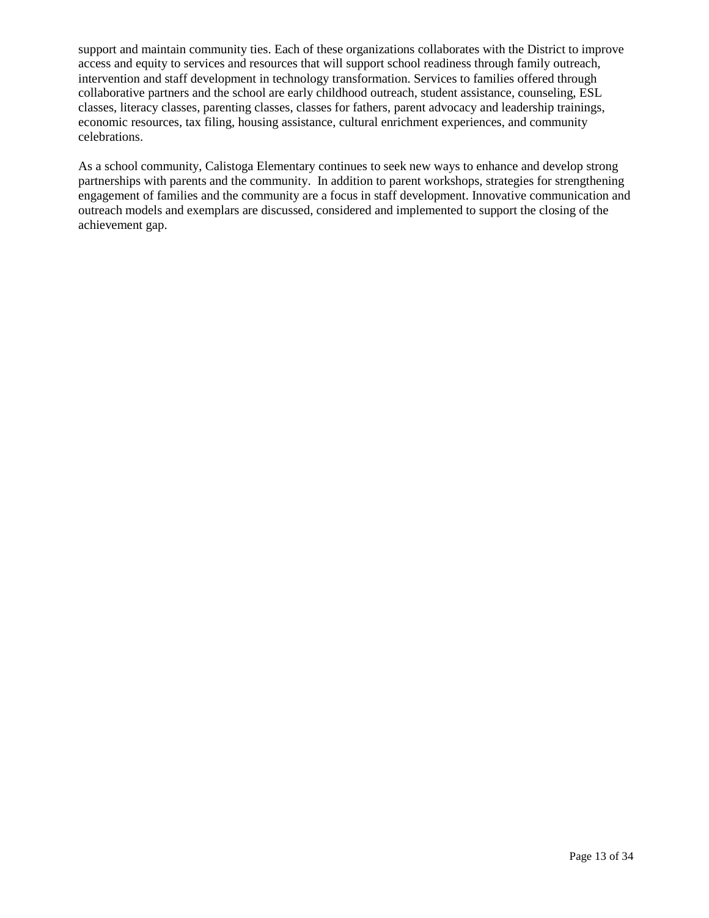support and maintain community ties. Each of these organizations collaborates with the District to improve access and equity to services and resources that will support school readiness through family outreach, intervention and staff development in technology transformation. Services to families offered through collaborative partners and the school are early childhood outreach, student assistance, counseling, ESL classes, literacy classes, parenting classes, classes for fathers, parent advocacy and leadership trainings, economic resources, tax filing, housing assistance, cultural enrichment experiences, and community celebrations.

As a school community, Calistoga Elementary continues to seek new ways to enhance and develop strong partnerships with parents and the community. In addition to parent workshops, strategies for strengthening engagement of families and the community are a focus in staff development. Innovative communication and outreach models and exemplars are discussed, considered and implemented to support the closing of the achievement gap.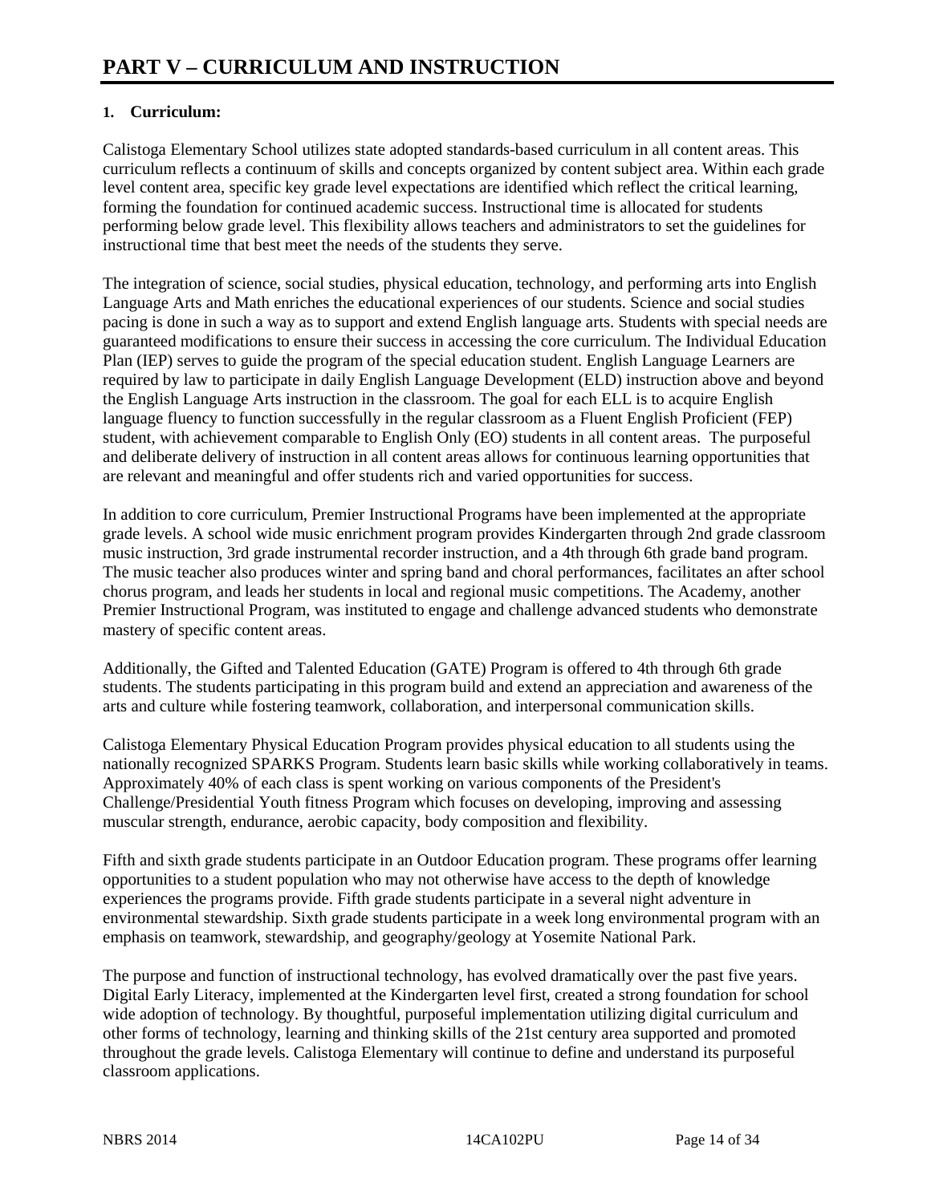# PART V – CURRICULUM AND INSTRUCTION

**1. Curriculum:**

Calistoga Elementary School utilizes state adopted standards-based curriculum in all content areas. This curriculum reflects a continuum of skills and concepts organized by content subject area. Within each grade level content area, specific key grade level expectations are identified which reflect the critical learning, forming the foundation for continued academic success. Instructional time is allocated for students performing below grade level. This flexibility allows teachers and administrators to set the guidelines for instructional time that best meet the needs of the students they serve.

The integration of science, social studies, physical education, technology, and performing arts into English Language Arts and Math enriches the educational experiences of our students. Science and social studies pacing is done in such a way as to support and extend English language arts. Students with special needs are guaranteed modifications to ensure their success in accessing the core curriculum. The Individual Education Plan (IEP) serves to guide the program of the special education student. English Language Learners are required by law to participate in daily English Language Development (ELD) instruction above and beyond the English Language Arts instruction in the classroom. The goal for each ELL is to acquire English language fluency to function successfully in the regular classroom as a Fluent English Proficient (FEP) student, with achievement comparable to English Only (EO) students in all content areas. The purposeful and deliberate delivery of instruction in all content areas allows for continuous learning opportunities that are relevant and meaningful and offer students rich and varied opportunities for success.

In addition to core curriculum, Premier Instructional Programs have been implemented at the appropriate grade levels. A school wide music enrichment program provides Kindergarten through 2nd grade classroom music instruction, 3rd grade instrumental recorder instruction, and a 4th through 6th grade band program. The music teacher also produces winter and spring band and choral performances, facilitates an after school chorus program, and leads her students in local and regional music competitions. The Academy, another Premier Instructional Program, was instituted to engage and challenge advanced students who demonstrate mastery of specific content areas.

Additionally, the Gifted and Talented Education (GATE) Program is offered to 4th through 6th grade students. The students participating in this program build and extend an appreciation and awareness of the arts and culture while fostering teamwork, collaboration, and interpersonal communication skills.

Calistoga Elementary Physical Education Program provides physical education to all students using the nationally recognized SPARKS Program. Students learn basic skills while working collaboratively in teams. Approximately 40% of each class is spent working on various components of the President's Challenge/Presidential Youth fitness Program which focuses on developing, improving and assessing muscular strength, endurance, aerobic capacity, body composition and flexibility.

Fifth and sixth grade students participate in an Outdoor Education program. These programs offer learning opportunities to a student population who may not otherwise have access to the depth of knowledge experiences the programs provide. Fifth grade students participate in a several night adventure in environmental stewardship. Sixth grade students participate in a week long environmental program with an emphasis on teamwork, stewardship, and geography/geology at Yosemite National Park.

The purpose and function of instructional technology, has evolved dramatically over the past five years. Digital Early Literacy, implemented at the Kindergarten level first, created a strong foundation for school wide adoption of technology. By thoughtful, purposeful implementation utilizing digital curriculum and other forms of technology, learning and thinking skills of the 21st century area supported and promoted throughout the grade levels. Calistoga Elementary will continue to define and understand its purposeful classroom applications.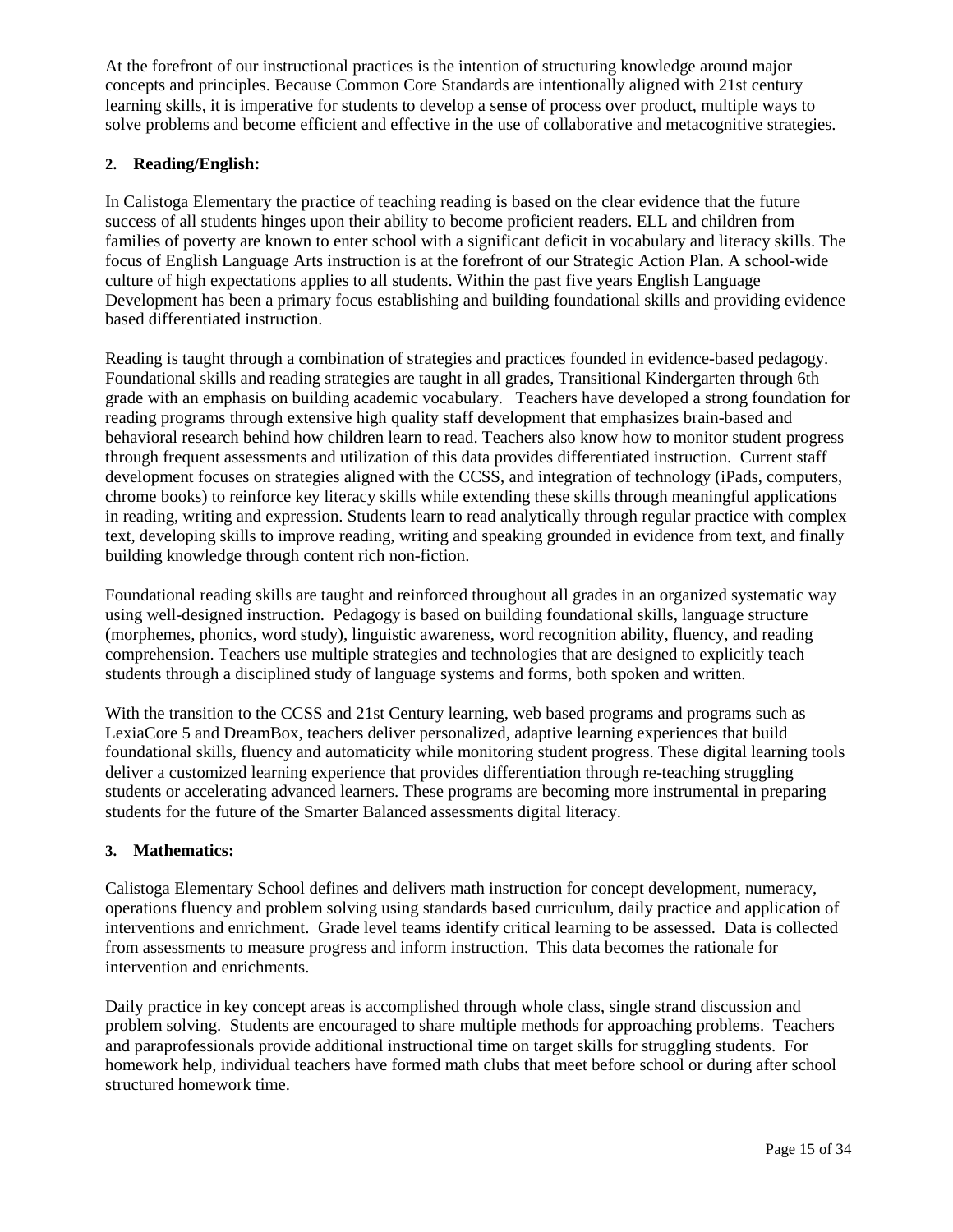At the forefront of our instructional practices is the intention of structuring knowledge around major concepts and principles. Because Common Core Standards are intentionally aligned with 21st century learning skills, it is imperative for students to develop a sense of process over product, multiple ways to solve problems and become efficient and effective in the use of collaborative and metacognitive strategies.

**2. Reading/English:**

In Calistoga Elementary the practice of teaching reading is based on the clear evidence that the future success of all students hinges upon their ability to become proficient readers. ELL and children from families of poverty are known to enter school with a significant deficit in vocabulary and literacy skills. The focus of English Language Arts instruction is at the forefront of our Strategic Action Plan. A school-wide culture of high expectations applies to all students. Within the past five years English Language Development has been a primary focus establishing and building foundational skills and providing evidence based differentiated instruction.

Reading is taught through a combination of strategies and practices founded in evidence-based pedagogy. Foundational skills and reading strategies are taught in all grades, Transitional Kindergarten through 6th grade with an emphasis on building academic vocabulary. Teachers have developed a strong foundation for reading programs through extensive high quality staff development that emphasizes brain-based and behavioral research behind how children learn to read. Teachers also know how to monitor student progress through frequent assessments and utilization of this data provides differentiated instruction. Current staff development focuses on strategies aligned with the CCSS, and integration of technology (iPads, computers, chrome books) to reinforce key literacy skills while extending these skills through meaningful applications in reading, writing and expression. Students learn to read analytically through regular practice with complex text, developing skills to improve reading, writing and speaking grounded in evidence from text, and finally building knowledge through content rich non-fiction.

Foundational reading skills are taught and reinforced throughout all grades in an organized systematic way using well-designed instruction. Pedagogy is based on building foundational skills, language structure (morphemes, phonics, word study), linguistic awareness, word recognition ability, fluency, and reading comprehension. Teachers use multiple strategies and technologies that are designed to explicitly teach students through a disciplined study of language systems and forms, both spoken and written.

With the transition to the CCSS and 21st Century learning, web based programs and programs such as LexiaCore 5 and DreamBox, teachers deliver personalized, adaptive learning experiences that build foundational skills, fluency and automaticity while monitoring student progress. These digital learning tools deliver a customized learning experience that provides differentiation through re-teaching struggling students or accelerating advanced learners. These programs are becoming more instrumental in preparing students for the future of the Smarter Balanced assessments digital literacy.

**3. Mathematics:**

Calistoga Elementary School defines and delivers math instruction for concept development, numeracy, operations fluency and problem solving using standards based curriculum, daily practice and application of interventions and enrichment. Grade level teams identify critical learning to be assessed. Data is collected from assessments to measure progress and inform instruction. This data becomes the rationale for intervention and enrichments.

Daily practice in key concept areas is accomplished through whole class, single strand discussion and problem solving. Students are encouraged to share multiple methods for approaching problems. Teachers and paraprofessionals provide additional instructional time on target skills for struggling students. For homework help, individual teachers have formed math clubs that meet before school or during after school structured homework time.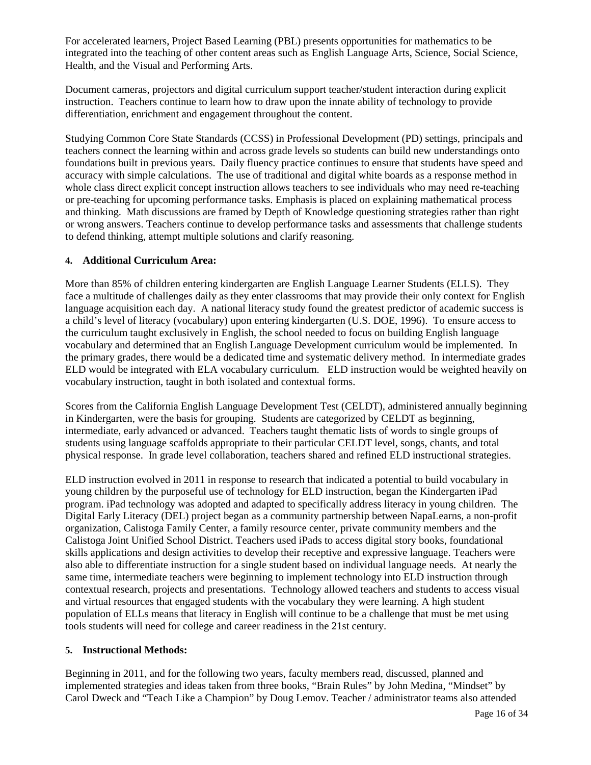For accelerated learners, Project Based Learning (PBL) presents opportunities for mathematics to be integrated into the teaching of other content areas such as English Language Arts, Science, Social Science, Health, and the Visual and Performing Arts.

Document cameras, projectors and digital curriculum support teacher/student interaction during explicit instruction. Teachers continue to learn how to draw upon the innate ability of technology to provide differentiation, enrichment and engagement throughout the content.

Studying Common Core State Standards (CCSS) in Professional Development (PD) settings, principals and teachers connect the learning within and across grade levels so students can build new understandings onto foundations built in previous years. Daily fluency practice continues to ensure that students have speed and accuracy with simple calculations. The use of traditional and digital white boards as a response method in whole class direct explicit concept instruction allows teachers to see individuals who may need re-teaching or pre-teaching for upcoming performance tasks. Emphasis is placed on explaining mathematical process and thinking. Math discussions are framed by Depth of Knowledge questioning strategies rather than right or wrong answers. Teachers continue to develop performance tasks and assessments that challenge students to defend thinking, attempt multiple solutions and clarify reasoning.

#### 4. Additional Curriculum Area:

More than 85% of children entering kindergarten are English Language Learner Students (ELLS). They face a multitude of challenges daily as they enter classrooms that may provide their only context for English language acquisition each day. A national literacy study found the greatest predictor of academic success is a child's level of literacy (vocabulary) upon entering kindergarten (U.S. DOE, 1996). To ensure access to the curriculum taught exclusively in English, the school needed to focus on building English language vocabulary and determined that an English Language Development curriculum would be implemented. In the primary grades, there would be a dedicated time and systematic delivery method. In intermediate grades ELD would be integrated with ELA vocabulary curriculum. ELD instruction would be weighted heavily on vocabulary instruction, taught in both isolated and contextual forms.

Scores from the California English Language Development Test (CELDT), administered annually beginning in Kindergarten, were the basis for grouping. Students are categorized by CELDT as beginning, intermediate, early advanced or advanced. Teachers taught thematic lists of words to single groups of students using language scaffolds appropriate to their particular CELDT level, songs, chants, and total physical response. In grade level collaboration, teachers shared and refined ELD instructional strategies.

ELD instruction evolved in 2011 in response to research that indicated a potential to build vocabulary in young children by the purposeful use of technology for ELD instruction, began the Kindergarten iPad program. iPad technology was adopted and adapted to specifically address literacy in young children. The Digital Early Literacy (DEL) project began as a community partnership between NapaLearns, a non-profit organization, Calistoga Family Center, a family resource center, private community members and the Calistoga Joint Unified School District. Teachers used iPads to access digital story books, foundational skills applications and design activities to develop their receptive and expressive language. Teachers were also able to differentiate instruction for a single student based on individual language needs. At nearly the same time, intermediate teachers were beginning to implement technology into ELD instruction through contextual research, projects and presentations. Technology allowed teachers and students to access visual and virtual resources that engaged students with the vocabulary they were learning. A high student population of ELLs means that literacy in English will continue to be a challenge that must be met using tools students will need for college and career readiness in the 21st century.

#### 5. Instructional Methods:

Beginning in 2011, and for the following two years, faculty members read, discussed, planned and implemented strategies and ideas taken from three books, "Brain Rules" by John Medina, "Mindset" by Carol Dweck and "Teach Like a Champion" by Doug Lemov. Teacher / administrator teams also attended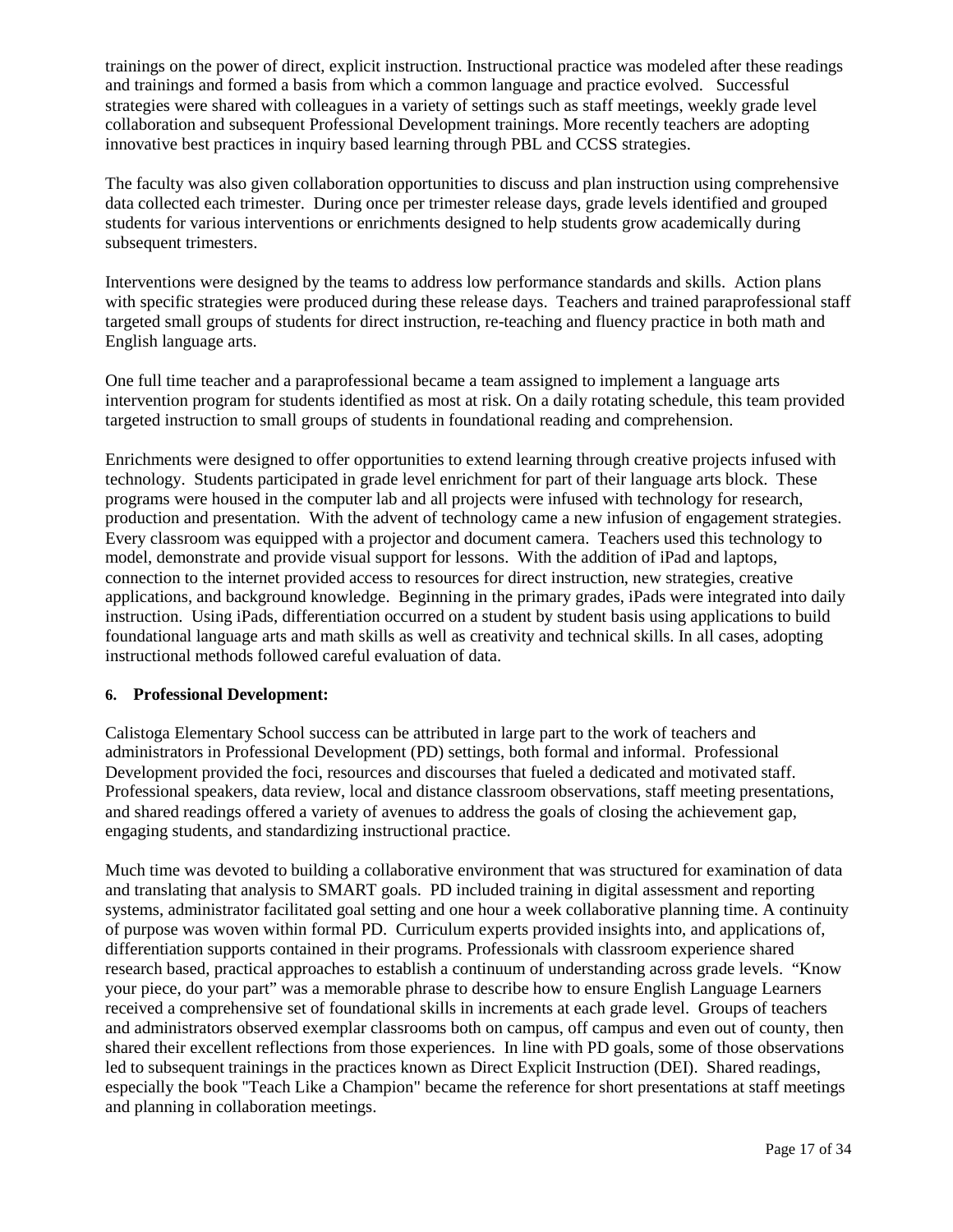trainings on the power of direct, explicit instruction. Instructional practice was modeled after these readings and trainings and formed a basis from which a common language and practice evolved. Successful strategies were shared with colleagues in a variety of settings such as staff meetings, weekly grade level collaboration and subsequent Professional Development trainings. More recently teachers are adopting innovative best practices in inquiry based learning through PBL and CCSS strategies.

The faculty was also given collaboration opportunities to discuss and plan instruction using comprehensive data collected each trimester. During once per trimester release days, grade levels identified and grouped students for various interventions or enrichments designed to help students grow academically during subsequent trimesters.

Interventions were designed by the teams to address low performance standards and skills. Action plans with specific strategies were produced during these release days. Teachers and trained paraprofessional staff targeted small groups of students for direct instruction, re-teaching and fluency practice in both math and English language arts.

One full time teacher and a paraprofessional became a team assigned to implement a language arts intervention program for students identified as most at risk. On a daily rotating schedule, this team provided targeted instruction to small groups of students in foundational reading and comprehension.

Enrichments were designed to offer opportunities to extend learning through creative projects infused with technology. Students participated in grade level enrichment for part of their language arts block. These programs were housed in the computer lab and all projects were infused with technology for research, production and presentation. With the advent of technology came a new infusion of engagement strategies. Every classroom was equipped with a projector and document camera. Teachers used this technology to model, demonstrate and provide visual support for lessons. With the addition of iPad and laptops, connection to the internet provided access to resources for direct instruction, new strategies, creative applications, and background knowledge. Beginning in the primary grades, iPads were integrated into daily instruction. Using iPads, differentiation occurred on a student by student basis using applications to build foundational language arts and math skills as well as creativity and technical skills. In all cases, adopting instructional methods followed careful evaluation of data.

#### 6. Professional Development:

Calistoga Elementary School success can be attributed in large part to the work of teachers and administrators in Professional Development (PD) settings, both formal and informal. Professional Development provided the foci, resources and discourses that fueled a dedicated and motivated staff. Professional speakers, data review, local and distance classroom observations, staff meeting presentations, and shared readings offered a variety of avenues to address the goals of closing the achievement gap, engaging students, and standardizing instructional practice.

Much time was devoted to building a collaborative environment that was structured for examination of data and translating that analysis to SMART goals. PD included training in digital assessment and reporting systems, administrator facilitated goal setting and one hour a week collaborative planning time. A continuity of purpose was woven within formal PD. Curriculum experts provided insights into, and applications of, differentiation supports contained in their programs. Professionals with classroom experience shared research based, practical approaches to establish a continuum of understanding across grade levels. “Know your piece, do your part” was a memorable phrase to describe how to ensure English Language Learners received a comprehensive set of foundational skills in increments at each grade level. Groups of teachers and administrators observed exemplar classrooms both on campus, off campus and even out of county, then shared their excellent reflections from those experiences. In line with PD goals, some of those observations led to subsequent trainings in the practices known as Direct Explicit Instruction (DEI). Shared readings, especially the book "Teach Like a Champion" became the reference for short presentations at staff meetings and planning in collaboration meetings.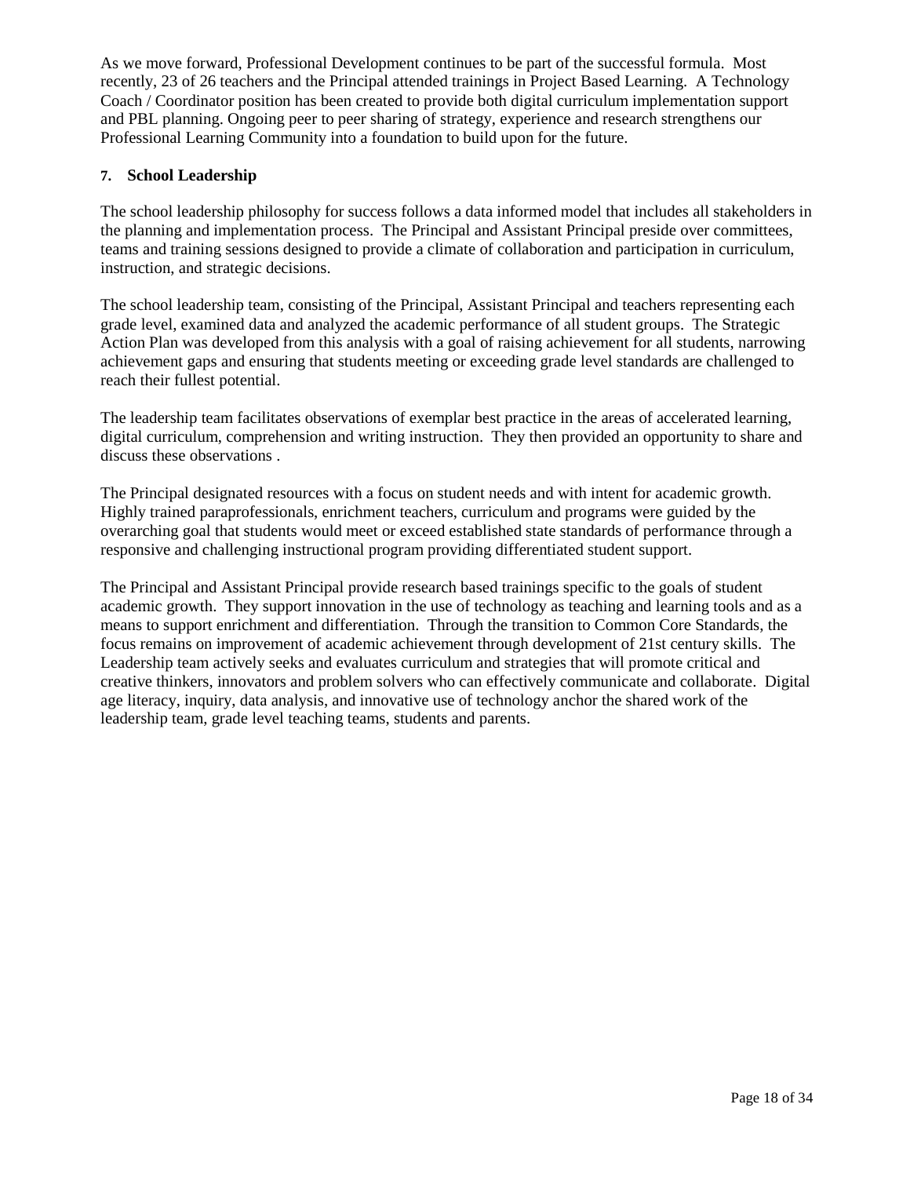As we move forward, Professional Development continues to be part of the successful formula. Most recently, 23 of 26 teachers and the Principal attended trainings in Project Based Learning. A Technology Coach / Coordinator position has been created to provide both digital curriculum implementation support and PBL planning. Ongoing peer to peer sharing of strategy, experience and research strengthens our Professional Learning Community into a foundation to build upon for the future.

### 7. School Leadership

The school leadership philosophy for success follows a data informed model that includes all stakeholders in the planning and implementation process. The Principal and Assistant Principal preside over committees, teams and training sessions designed to provide a climate of collaboration and participation in curriculum, instruction, and strategic decisions.

The school leadership team, consisting of the Principal, Assistant Principal and teachers representing each grade level, examined data and analyzed the academic performance of all student groups. The Strategic Action Plan was developed from this analysis with a goal of raising achievement for all students, narrowing achievement gaps and ensuring that students meeting or exceeding grade level standards are challenged to reach their fullest potential.

The leadership team facilitates observations of exemplar best practice in the areas of accelerated learning, digital curriculum, comprehension and writing instruction. They then provided an opportunity to share and discuss these observations .

The Principal designated resources with a focus on student needs and with intent for academic growth. Highly trained paraprofessionals, enrichment teachers, curriculum and programs were guided by the overarching goal that students would meet or exceed established state standards of performance through a responsive and challenging instructional program providing differentiated student support.

The Principal and Assistant Principal provide research based trainings specific to the goals of student academic growth. They support innovation in the use of technology as teaching and learning tools and as a means to support enrichment and differentiation. Through the transition to Common Core Standards, the focus remains on improvement of academic achievement through development of 21st century skills. The Leadership team actively seeks and evaluates curriculum and strategies that will promote critical and creative thinkers, innovators and problem solvers who can effectively communicate and collaborate. Digital age literacy, inquiry, data analysis, and innovative use of technology anchor the shared work of the leadership team, grade level teaching teams, students and parents.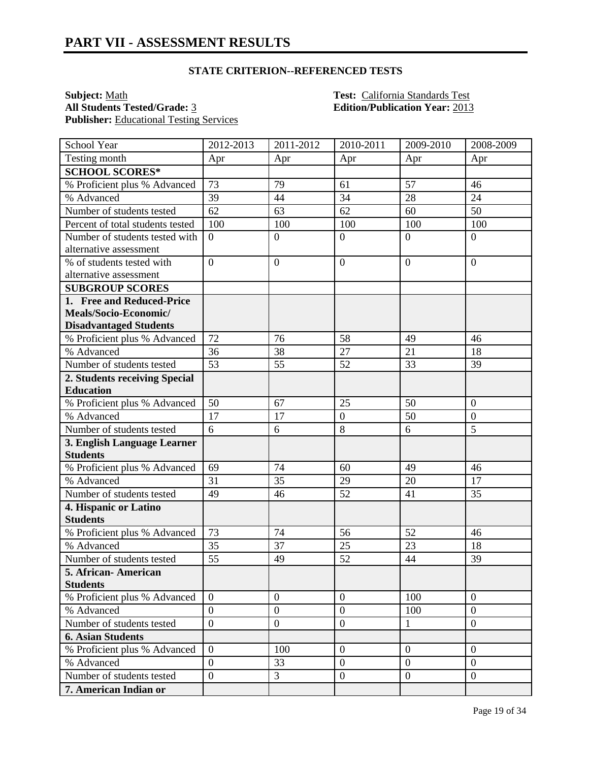# PART VII - ASSESSMENT RESULTS

**STATE CRITERION--REFERENCED TESTS**

**Subject:** Math
**All Students Tested/Grade:** 3
**Publisher:** Educational Testing Services

**Test:** California Standards Test
**Edition/Publication Year:** 2013

| School Year | 2012-2013 | 2011-2012 | 2010-2011 | 2009-2010 | 2008-2009 |
|---|---|---|---|---|---|
| Testing month | Apr | Apr | Apr | Apr | Apr |
| **SCHOOL SCORES*** | | | | | |
| % Proficient plus % Advanced | 73 | 79 | 61 | 57 | 46 |
| % Advanced | 39 | 44 | 34 | 28 | 24 |
| Number of students tested | 62 | 63 | 62 | 60 | 50 |
| Percent of total students tested | 100 | 100 | 100 | 100 | 100 |
| Number of students tested with alternative assessment | 0 | 0 | 0 | 0 | 0 |
| % of students tested with alternative assessment | 0 | 0 | 0 | 0 | 0 |
| **SUBGROUP SCORES** | | | | | |
| **1. Free and Reduced-Price Meals/Socio-Economic/ Disadvantaged Students** | | | | | |
| % Proficient plus % Advanced | 72 | 76 | 58 | 49 | 46 |
| % Advanced | 36 | 38 | 27 | 21 | 18 |
| Number of students tested | 53 | 55 | 52 | 33 | 39 |
| **2. Students receiving Special Education** | | | | | |
| % Proficient plus % Advanced | 50 | 67 | 25 | 50 | 0 |
| % Advanced | 17 | 17 | 0 | 50 | 0 |
| Number of students tested | 6 | 6 | 8 | 6 | 5 |
| **3. English Language Learner Students** | | | | | |
| % Proficient plus % Advanced | 69 | 74 | 60 | 49 | 46 |
| % Advanced | 31 | 35 | 29 | 20 | 17 |
| Number of students tested | 49 | 46 | 52 | 41 | 35 |
| **4. Hispanic or Latino Students** | | | | | |
| % Proficient plus % Advanced | 73 | 74 | 56 | 52 | 46 |
| % Advanced | 35 | 37 | 25 | 23 | 18 |
| Number of students tested | 55 | 49 | 52 | 44 | 39 |
| **5. African- American Students** | | | | | |
| % Proficient plus % Advanced | 0 | 0 | 0 | 100 | 0 |
| % Advanced | 0 | 0 | 0 | 100 | 0 |
| Number of students tested | 0 | 0 | 0 | 1 | 0 |
| **6. Asian Students** | | | | | |
| % Proficient plus % Advanced | 0 | 100 | 0 | 0 | 0 |
| % Advanced | 0 | 33 | 0 | 0 | 0 |
| Number of students tested | 0 | 3 | 0 | 0 | 0 |
| **7. American Indian or** | | | | | |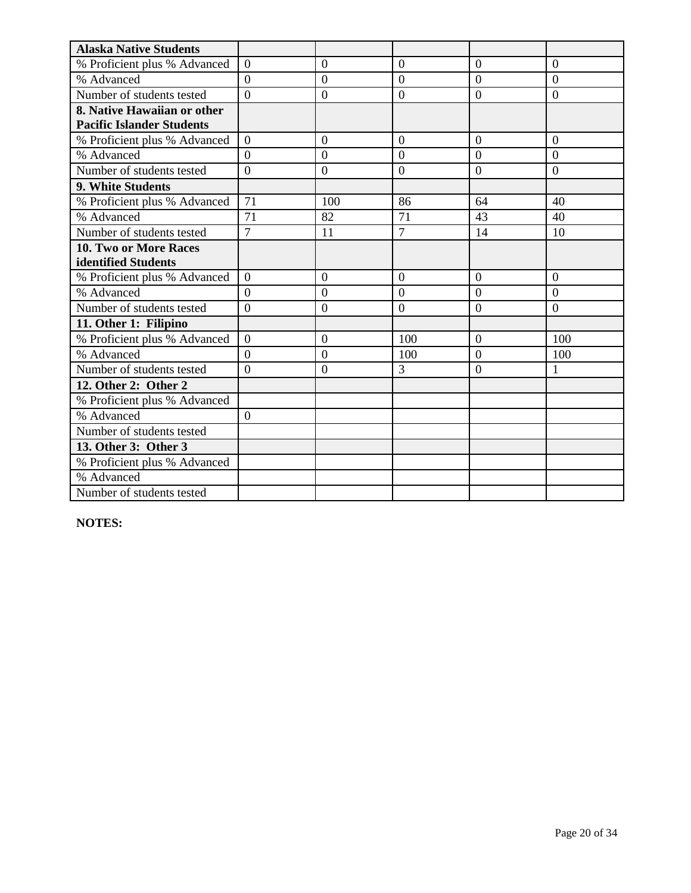| Alaska Native Students | | | | | |
|---|---|---|---|---|---|
| % Proficient plus % Advanced | 0 | 0 | 0 | 0 | 0 |
| % Advanced | 0 | 0 | 0 | 0 | 0 |
| Number of students tested | 0 | 0 | 0 | 0 | 0 |
| **8. Native Hawaiian or other Pacific Islander Students** | | | | | |
| % Proficient plus % Advanced | 0 | 0 | 0 | 0 | 0 |
| % Advanced | 0 | 0 | 0 | 0 | 0 |
| Number of students tested | 0 | 0 | 0 | 0 | 0 |
| **9. White Students** | | | | | |
| % Proficient plus % Advanced | 71 | 100 | 86 | 64 | 40 |
| % Advanced | 71 | 82 | 71 | 43 | 40 |
| Number of students tested | 7 | 11 | 7 | 14 | 10 |
| **10. Two or More Races identified Students** | | | | | |
| % Proficient plus % Advanced | 0 | 0 | 0 | 0 | 0 |
| % Advanced | 0 | 0 | 0 | 0 | 0 |
| Number of students tested | 0 | 0 | 0 | 0 | 0 |
| **11. Other 1: Filipino** | | | | | |
| % Proficient plus % Advanced | 0 | 0 | 100 | 0 | 100 |
| % Advanced | 0 | 0 | 100 | 0 | 100 |
| Number of students tested | 0 | 0 | 3 | 0 | 1 |
| **12. Other 2: Other 2** | | | | | |
| % Proficient plus % Advanced | | | | | |
| % Advanced | 0 | | | | |
| Number of students tested | | | | | |
| **13. Other 3: Other 3** | | | | | |
| % Proficient plus % Advanced | | | | | |
| % Advanced | | | | | |
| Number of students tested | | | | | |

**NOTES:**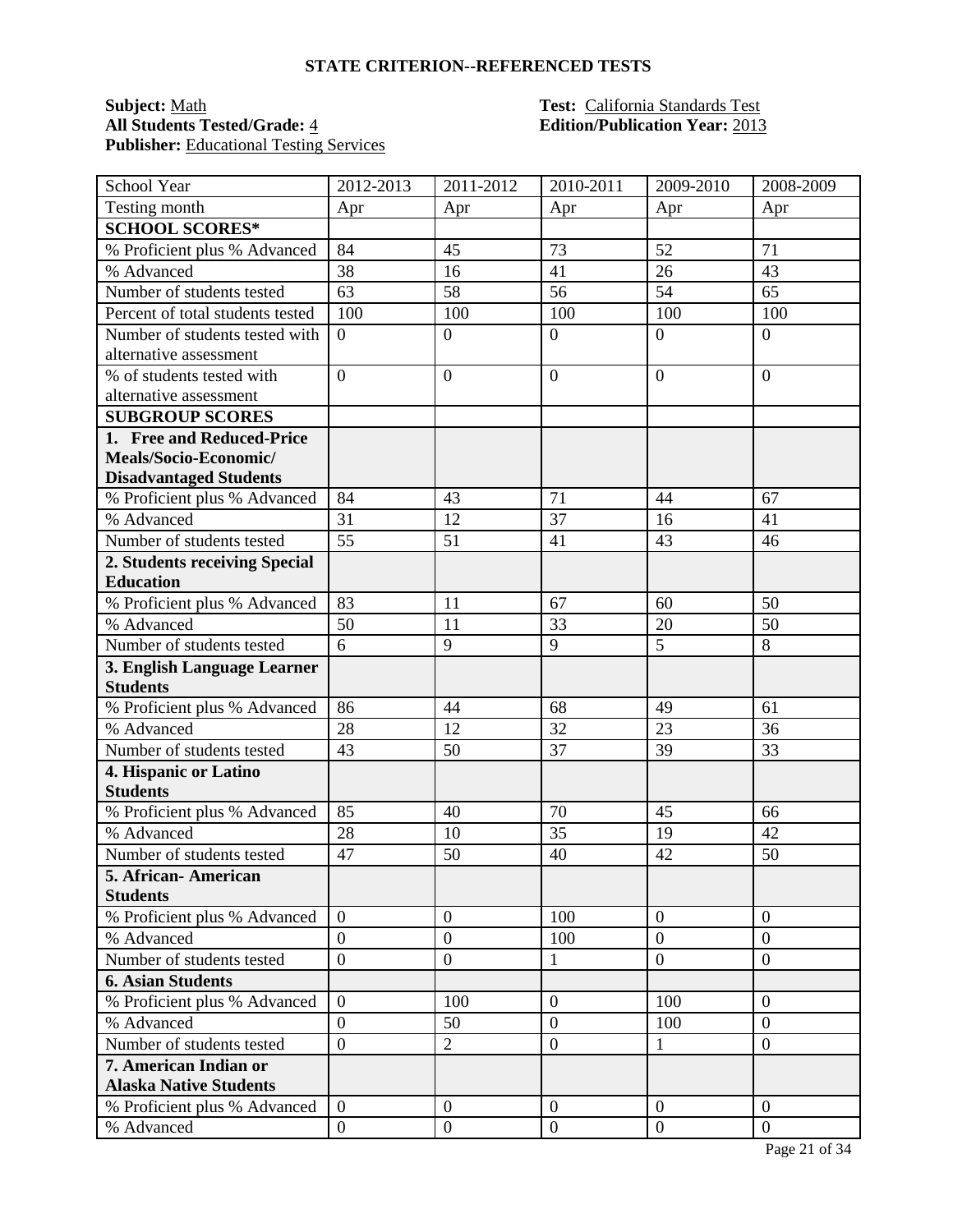## STATE CRITERION--REFERENCED TESTS

**Subject:** Math
**Test:** California Standards Test
**All Students Tested/Grade:** 4
**Edition/Publication Year:** 2013
**Publisher:** Educational Testing Services

| School Year | 2012-2013 | 2011-2012 | 2010-2011 | 2009-2010 | 2008-2009 |
|---|---|---|---|---|---|
| Testing month | Apr | Apr | Apr | Apr | Apr |
| **SCHOOL SCORES*** | | | | | |
| % Proficient plus % Advanced | 84 | 45 | 73 | 52 | 71 |
| % Advanced | 38 | 16 | 41 | 26 | 43 |
| Number of students tested | 63 | 58 | 56 | 54 | 65 |
| Percent of total students tested | 100 | 100 | 100 | 100 | 100 |
| Number of students tested with alternative assessment | 0 | 0 | 0 | 0 | 0 |
| % of students tested with alternative assessment | 0 | 0 | 0 | 0 | 0 |
| **SUBGROUP SCORES** | | | | | |
| **1. Free and Reduced-Price Meals/Socio-Economic/ Disadvantaged Students** | | | | | |
| % Proficient plus % Advanced | 84 | 43 | 71 | 44 | 67 |
| % Advanced | 31 | 12 | 37 | 16 | 41 |
| Number of students tested | 55 | 51 | 41 | 43 | 46 |
| **2. Students receiving Special Education** | | | | | |
| % Proficient plus % Advanced | 83 | 11 | 67 | 60 | 50 |
| % Advanced | 50 | 11 | 33 | 20 | 50 |
| Number of students tested | 6 | 9 | 9 | 5 | 8 |
| **3. English Language Learner Students** | | | | | |
| % Proficient plus % Advanced | 86 | 44 | 68 | 49 | 61 |
| % Advanced | 28 | 12 | 32 | 23 | 36 |
| Number of students tested | 43 | 50 | 37 | 39 | 33 |
| **4. Hispanic or Latino Students** | | | | | |
| % Proficient plus % Advanced | 85 | 40 | 70 | 45 | 66 |
| % Advanced | 28 | 10 | 35 | 19 | 42 |
| Number of students tested | 47 | 50 | 40 | 42 | 50 |
| **5. African- American Students** | | | | | |
| % Proficient plus % Advanced | 0 | 0 | 100 | 0 | 0 |
| % Advanced | 0 | 0 | 100 | 0 | 0 |
| Number of students tested | 0 | 0 | 1 | 0 | 0 |
| **6. Asian Students** | | | | | |
| % Proficient plus % Advanced | 0 | 100 | 0 | 100 | 0 |
| % Advanced | 0 | 50 | 0 | 100 | 0 |
| Number of students tested | 0 | 2 | 0 | 1 | 0 |
| **7. American Indian or Alaska Native Students** | | | | | |
| % Proficient plus % Advanced | 0 | 0 | 0 | 0 | 0 |
| % Advanced | 0 | 0 | 0 | 0 | 0 |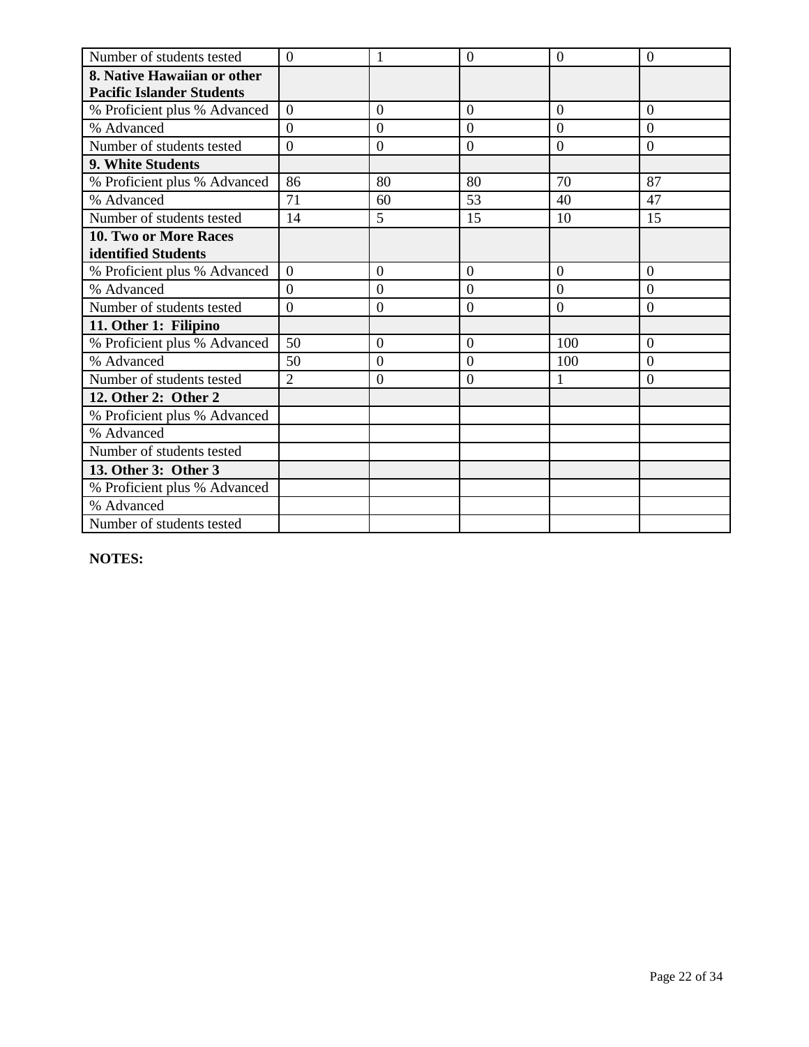| Number of students tested | 0 | 1 | 0 | 0 | 0 |
|---|---|---|---|---|---|
| **8. Native Hawaiian or other Pacific Islander Students** | | | | | |
| % Proficient plus % Advanced | 0 | 0 | 0 | 0 | 0 |
| % Advanced | 0 | 0 | 0 | 0 | 0 |
| Number of students tested | 0 | 0 | 0 | 0 | 0 |
| **9. White Students** | | | | | |
| % Proficient plus % Advanced | 86 | 80 | 80 | 70 | 87 |
| % Advanced | 71 | 60 | 53 | 40 | 47 |
| Number of students tested | 14 | 5 | 15 | 10 | 15 |
| **10. Two or More Races identified Students** | | | | | |
| % Proficient plus % Advanced | 0 | 0 | 0 | 0 | 0 |
| % Advanced | 0 | 0 | 0 | 0 | 0 |
| Number of students tested | 0 | 0 | 0 | 0 | 0 |
| **11. Other 1: Filipino** | | | | | |
| % Proficient plus % Advanced | 50 | 0 | 0 | 100 | 0 |
| % Advanced | 50 | 0 | 0 | 100 | 0 |
| Number of students tested | 2 | 0 | 0 | 1 | 0 |
| **12. Other 2: Other 2** | | | | | |
| % Proficient plus % Advanced | | | | | |
| % Advanced | | | | | |
| Number of students tested | | | | | |
| **13. Other 3: Other 3** | | | | | |
| % Proficient plus % Advanced | | | | | |
| % Advanced | | | | | |
| Number of students tested | | | | | |

**NOTES:**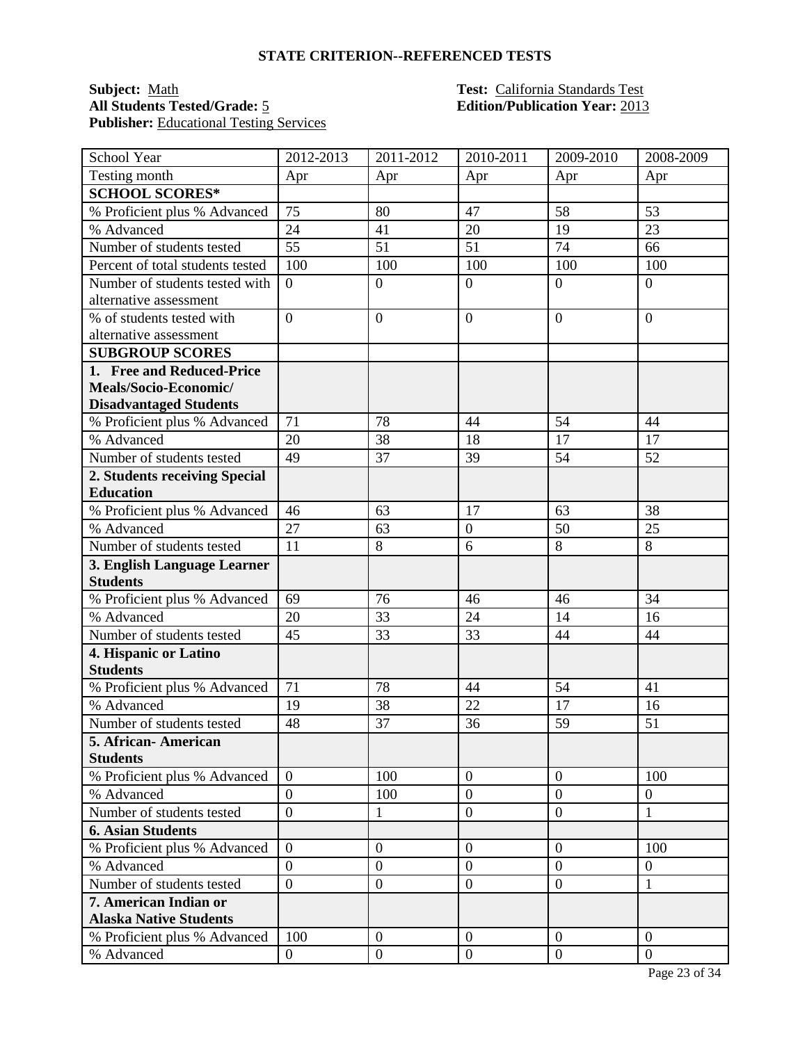## STATE CRITERION--REFERENCED TESTS

**Subject:** Math
**Test:** California Standards Test
**All Students Tested/Grade:** 5
**Edition/Publication Year:** 2013
**Publisher:** Educational Testing Services

| School Year | 2012-2013 | 2011-2012 | 2010-2011 | 2009-2010 | 2008-2009 |
|---|---|---|---|---|---|
| Testing month | Apr | Apr | Apr | Apr | Apr |
| **SCHOOL SCORES*** | | | | | |
| % Proficient plus % Advanced | 75 | 80 | 47 | 58 | 53 |
| % Advanced | 24 | 41 | 20 | 19 | 23 |
| Number of students tested | 55 | 51 | 51 | 74 | 66 |
| Percent of total students tested | 100 | 100 | 100 | 100 | 100 |
| Number of students tested with alternative assessment | 0 | 0 | 0 | 0 | 0 |
| % of students tested with alternative assessment | 0 | 0 | 0 | 0 | 0 |
| **SUBGROUP SCORES** | | | | | |
| **1. Free and Reduced-Price Meals/Socio-Economic/ Disadvantaged Students** | | | | | |
| % Proficient plus % Advanced | 71 | 78 | 44 | 54 | 44 |
| % Advanced | 20 | 38 | 18 | 17 | 17 |
| Number of students tested | 49 | 37 | 39 | 54 | 52 |
| **2. Students receiving Special Education** | | | | | |
| % Proficient plus % Advanced | 46 | 63 | 17 | 63 | 38 |
| % Advanced | 27 | 63 | 0 | 50 | 25 |
| Number of students tested | 11 | 8 | 6 | 8 | 8 |
| **3. English Language Learner Students** | | | | | |
| % Proficient plus % Advanced | 69 | 76 | 46 | 46 | 34 |
| % Advanced | 20 | 33 | 24 | 14 | 16 |
| Number of students tested | 45 | 33 | 33 | 44 | 44 |
| **4. Hispanic or Latino Students** | | | | | |
| % Proficient plus % Advanced | 71 | 78 | 44 | 54 | 41 |
| % Advanced | 19 | 38 | 22 | 17 | 16 |
| Number of students tested | 48 | 37 | 36 | 59 | 51 |
| **5. African- American Students** | | | | | |
| % Proficient plus % Advanced | 0 | 100 | 0 | 0 | 100 |
| % Advanced | 0 | 100 | 0 | 0 | 0 |
| Number of students tested | 0 | 1 | 0 | 0 | 1 |
| **6. Asian Students** | | | | | |
| % Proficient plus % Advanced | 0 | 0 | 0 | 0 | 100 |
| % Advanced | 0 | 0 | 0 | 0 | 0 |
| Number of students tested | 0 | 0 | 0 | 0 | 1 |
| **7. American Indian or Alaska Native Students** | | | | | |
| % Proficient plus % Advanced | 100 | 0 | 0 | 0 | 0 |
| % Advanced | 0 | 0 | 0 | 0 | 0 |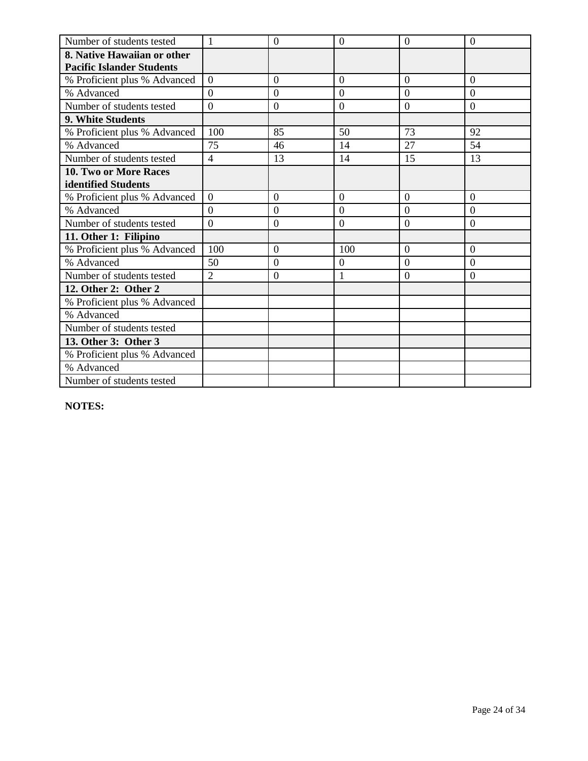| Number of students tested | 1 | 0 | 0 | 0 | 0 |
|---|---|---|---|---|---|
| **8. Native Hawaiian or other Pacific Islander Students** | | | | | |
| % Proficient plus % Advanced | 0 | 0 | 0 | 0 | 0 |
| % Advanced | 0 | 0 | 0 | 0 | 0 |
| Number of students tested | 0 | 0 | 0 | 0 | 0 |
| **9. White Students** | | | | | |
| % Proficient plus % Advanced | 100 | 85 | 50 | 73 | 92 |
| % Advanced | 75 | 46 | 14 | 27 | 54 |
| Number of students tested | 4 | 13 | 14 | 15 | 13 |
| **10. Two or More Races identified Students** | | | | | |
| % Proficient plus % Advanced | 0 | 0 | 0 | 0 | 0 |
| % Advanced | 0 | 0 | 0 | 0 | 0 |
| Number of students tested | 0 | 0 | 0 | 0 | 0 |
| **11. Other 1: Filipino** | | | | | |
| % Proficient plus % Advanced | 100 | 0 | 100 | 0 | 0 |
| % Advanced | 50 | 0 | 0 | 0 | 0 |
| Number of students tested | 2 | 0 | 1 | 0 | 0 |
| **12. Other 2: Other 2** | | | | | |
| % Proficient plus % Advanced | | | | | |
| % Advanced | | | | | |
| Number of students tested | | | | | |
| **13. Other 3: Other 3** | | | | | |
| % Proficient plus % Advanced | | | | | |
| % Advanced | | | | | |
| Number of students tested | | | | | |

**NOTES:**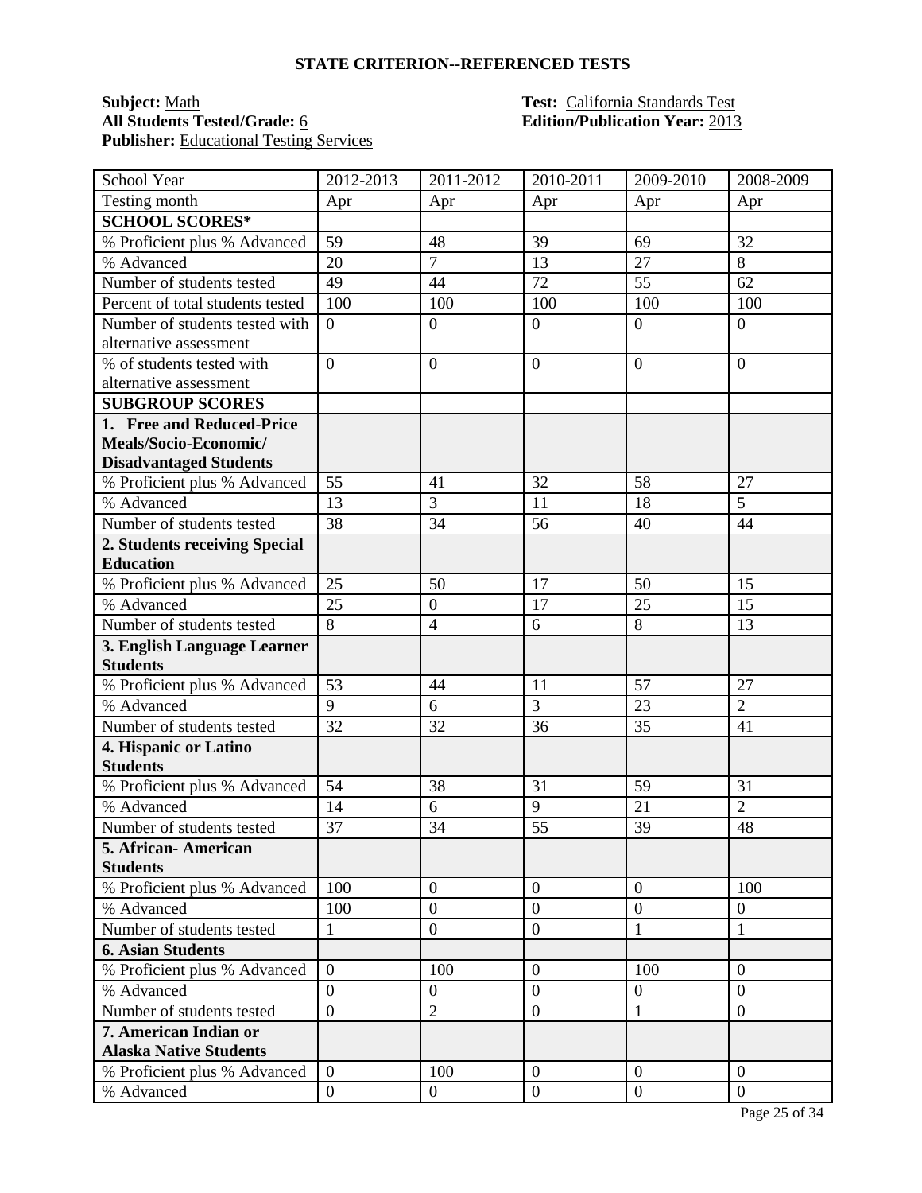## STATE CRITERION--REFERENCED TESTS

**Subject:** Math
**All Students Tested/Grade:** 6
**Publisher:** Educational Testing Services

**Test:** California Standards Test
**Edition/Publication Year:** 2013

| School Year | 2012-2013 | 2011-2012 | 2010-2011 | 2009-2010 | 2008-2009 |
|---|---|---|---|---|---|
| Testing month | Apr | Apr | Apr | Apr | Apr |
| **SCHOOL SCORES*** | | | | | |
| % Proficient plus % Advanced | 59 | 48 | 39 | 69 | 32 |
| % Advanced | 20 | 7 | 13 | 27 | 8 |
| Number of students tested | 49 | 44 | 72 | 55 | 62 |
| Percent of total students tested | 100 | 100 | 100 | 100 | 100 |
| Number of students tested with alternative assessment | 0 | 0 | 0 | 0 | 0 |
| % of students tested with alternative assessment | 0 | 0 | 0 | 0 | 0 |
| **SUBGROUP SCORES** | | | | | |
| **1. Free and Reduced-Price Meals/Socio-Economic/ Disadvantaged Students** | | | | | |
| % Proficient plus % Advanced | 55 | 41 | 32 | 58 | 27 |
| % Advanced | 13 | 3 | 11 | 18 | 5 |
| Number of students tested | 38 | 34 | 56 | 40 | 44 |
| **2. Students receiving Special Education** | | | | | |
| % Proficient plus % Advanced | 25 | 50 | 17 | 50 | 15 |
| % Advanced | 25 | 0 | 17 | 25 | 15 |
| Number of students tested | 8 | 4 | 6 | 8 | 13 |
| **3. English Language Learner Students** | | | | | |
| % Proficient plus % Advanced | 53 | 44 | 11 | 57 | 27 |
| % Advanced | 9 | 6 | 3 | 23 | 2 |
| Number of students tested | 32 | 32 | 36 | 35 | 41 |
| **4. Hispanic or Latino Students** | | | | | |
| % Proficient plus % Advanced | 54 | 38 | 31 | 59 | 31 |
| % Advanced | 14 | 6 | 9 | 21 | 2 |
| Number of students tested | 37 | 34 | 55 | 39 | 48 |
| **5. African- American Students** | | | | | |
| % Proficient plus % Advanced | 100 | 0 | 0 | 0 | 100 |
| % Advanced | 100 | 0 | 0 | 0 | 0 |
| Number of students tested | 1 | 0 | 0 | 1 | 1 |
| **6. Asian Students** | | | | | |
| % Proficient plus % Advanced | 0 | 100 | 0 | 100 | 0 |
| % Advanced | 0 | 0 | 0 | 0 | 0 |
| Number of students tested | 0 | 2 | 0 | 1 | 0 |
| **7. American Indian or Alaska Native Students** | | | | | |
| % Proficient plus % Advanced | 0 | 100 | 0 | 0 | 0 |
| % Advanced | 0 | 0 | 0 | 0 | 0 |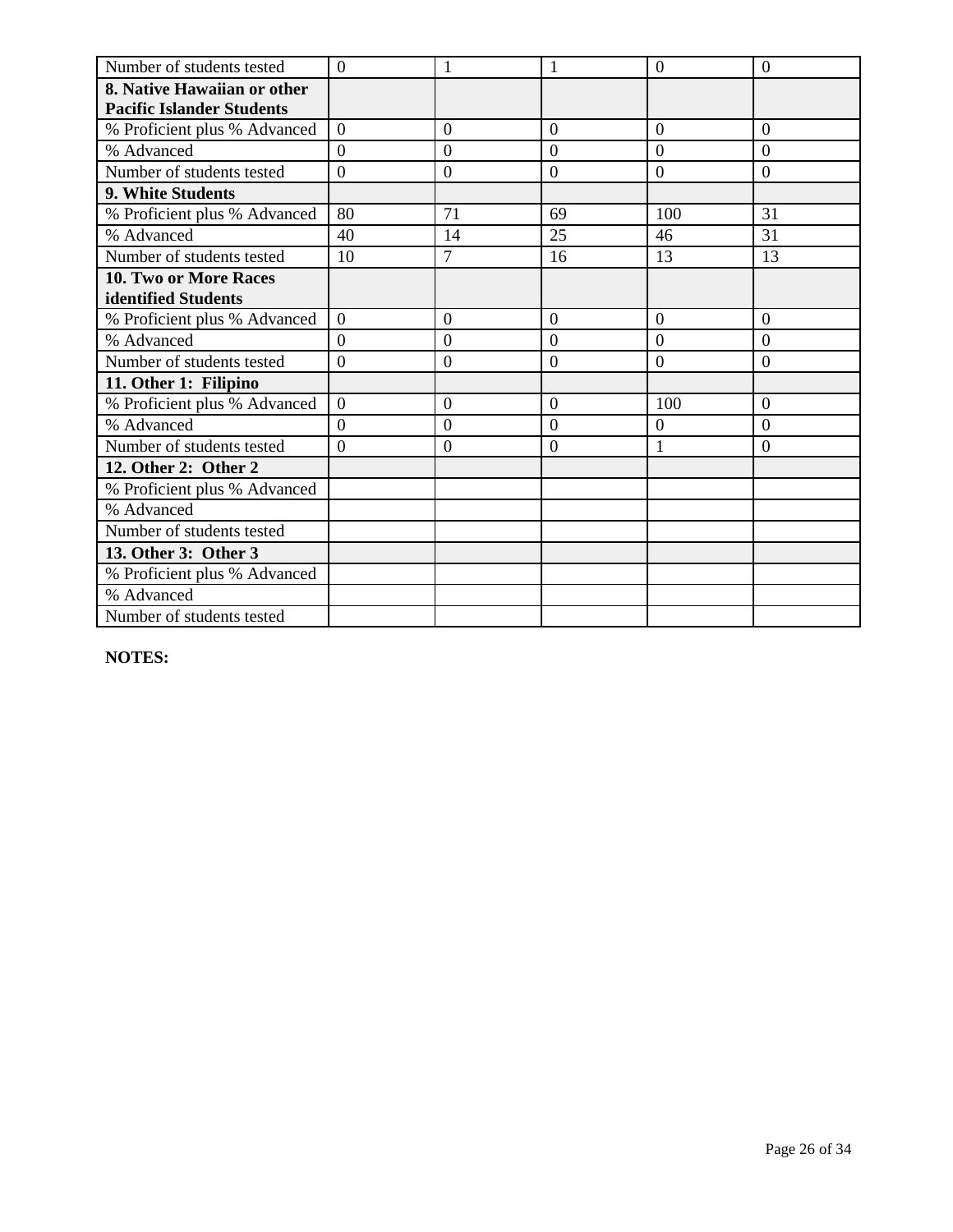| Number of students tested | 0 | 1 | 1 | 0 | 0 |
|---|---|---|---|---|---|
| **8. Native Hawaiian or other Pacific Islander Students** | | | | | |
| % Proficient plus % Advanced | 0 | 0 | 0 | 0 | 0 |
| % Advanced | 0 | 0 | 0 | 0 | 0 |
| Number of students tested | 0 | 0 | 0 | 0 | 0 |
| **9. White Students** | | | | | |
| % Proficient plus % Advanced | 80 | 71 | 69 | 100 | 31 |
| % Advanced | 40 | 14 | 25 | 46 | 31 |
| Number of students tested | 10 | 7 | 16 | 13 | 13 |
| **10. Two or More Races identified Students** | | | | | |
| % Proficient plus % Advanced | 0 | 0 | 0 | 0 | 0 |
| % Advanced | 0 | 0 | 0 | 0 | 0 |
| Number of students tested | 0 | 0 | 0 | 0 | 0 |
| **11. Other 1: Filipino** | | | | | |
| % Proficient plus % Advanced | 0 | 0 | 0 | 100 | 0 |
| % Advanced | 0 | 0 | 0 | 0 | 0 |
| Number of students tested | 0 | 0 | 0 | 1 | 0 |
| **12. Other 2: Other 2** | | | | | |
| % Proficient plus % Advanced | | | | | |
| % Advanced | | | | | |
| Number of students tested | | | | | |
| **13. Other 3: Other 3** | | | | | |
| % Proficient plus % Advanced | | | | | |
| % Advanced | | | | | |
| Number of students tested | | | | | |

**NOTES:**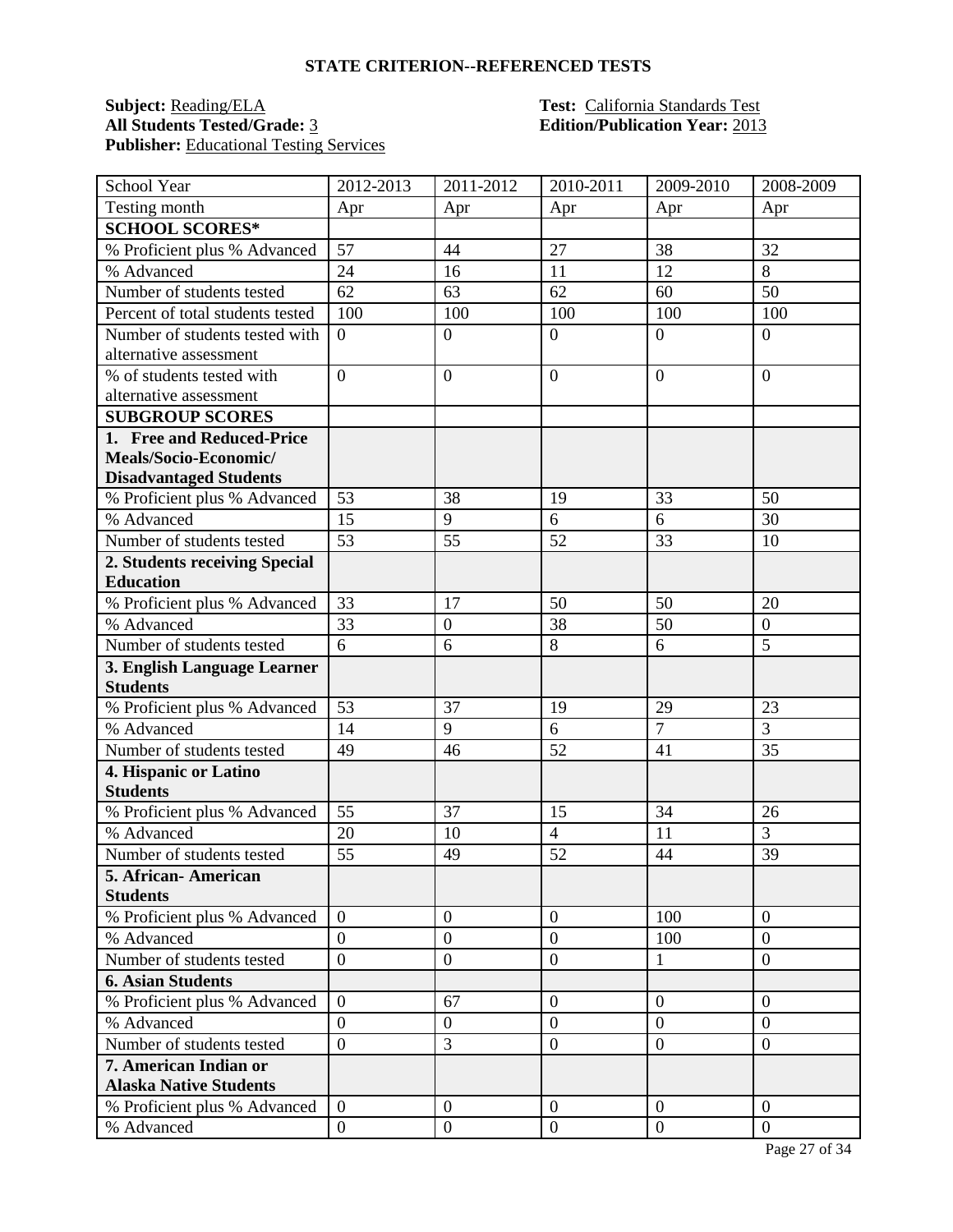## STATE CRITERION--REFERENCED TESTS

**Subject:** Reading/ELA
**All Students Tested/Grade:** 3
**Publisher:** Educational Testing Services

**Test:** California Standards Test
**Edition/Publication Year:** 2013

| School Year | 2012-2013 | 2011-2012 | 2010-2011 | 2009-2010 | 2008-2009 |
|---|---|---|---|---|---|
| Testing month | Apr | Apr | Apr | Apr | Apr |
| **SCHOOL SCORES*** | | | | | |
| % Proficient plus % Advanced | 57 | 44 | 27 | 38 | 32 |
| % Advanced | 24 | 16 | 11 | 12 | 8 |
| Number of students tested | 62 | 63 | 62 | 60 | 50 |
| Percent of total students tested | 100 | 100 | 100 | 100 | 100 |
| Number of students tested with alternative assessment | 0 | 0 | 0 | 0 | 0 |
| % of students tested with alternative assessment | 0 | 0 | 0 | 0 | 0 |
| **SUBGROUP SCORES** | | | | | |
| **1. Free and Reduced-Price Meals/Socio-Economic/ Disadvantaged Students** | | | | | |
| % Proficient plus % Advanced | 53 | 38 | 19 | 33 | 50 |
| % Advanced | 15 | 9 | 6 | 6 | 30 |
| Number of students tested | 53 | 55 | 52 | 33 | 10 |
| **2. Students receiving Special Education** | | | | | |
| % Proficient plus % Advanced | 33 | 17 | 50 | 50 | 20 |
| % Advanced | 33 | 0 | 38 | 50 | 0 |
| Number of students tested | 6 | 6 | 8 | 6 | 5 |
| **3. English Language Learner Students** | | | | | |
| % Proficient plus % Advanced | 53 | 37 | 19 | 29 | 23 |
| % Advanced | 14 | 9 | 6 | 7 | 3 |
| Number of students tested | 49 | 46 | 52 | 41 | 35 |
| **4. Hispanic or Latino Students** | | | | | |
| % Proficient plus % Advanced | 55 | 37 | 15 | 34 | 26 |
| % Advanced | 20 | 10 | 4 | 11 | 3 |
| Number of students tested | 55 | 49 | 52 | 44 | 39 |
| **5. African- American Students** | | | | | |
| % Proficient plus % Advanced | 0 | 0 | 0 | 100 | 0 |
| % Advanced | 0 | 0 | 0 | 100 | 0 |
| Number of students tested | 0 | 0 | 0 | 1 | 0 |
| **6. Asian Students** | | | | | |
| % Proficient plus % Advanced | 0 | 67 | 0 | 0 | 0 |
| % Advanced | 0 | 0 | 0 | 0 | 0 |
| Number of students tested | 0 | 3 | 0 | 0 | 0 |
| **7. American Indian or Alaska Native Students** | | | | | |
| % Proficient plus % Advanced | 0 | 0 | 0 | 0 | 0 |
| % Advanced | 0 | 0 | 0 | 0 | 0 |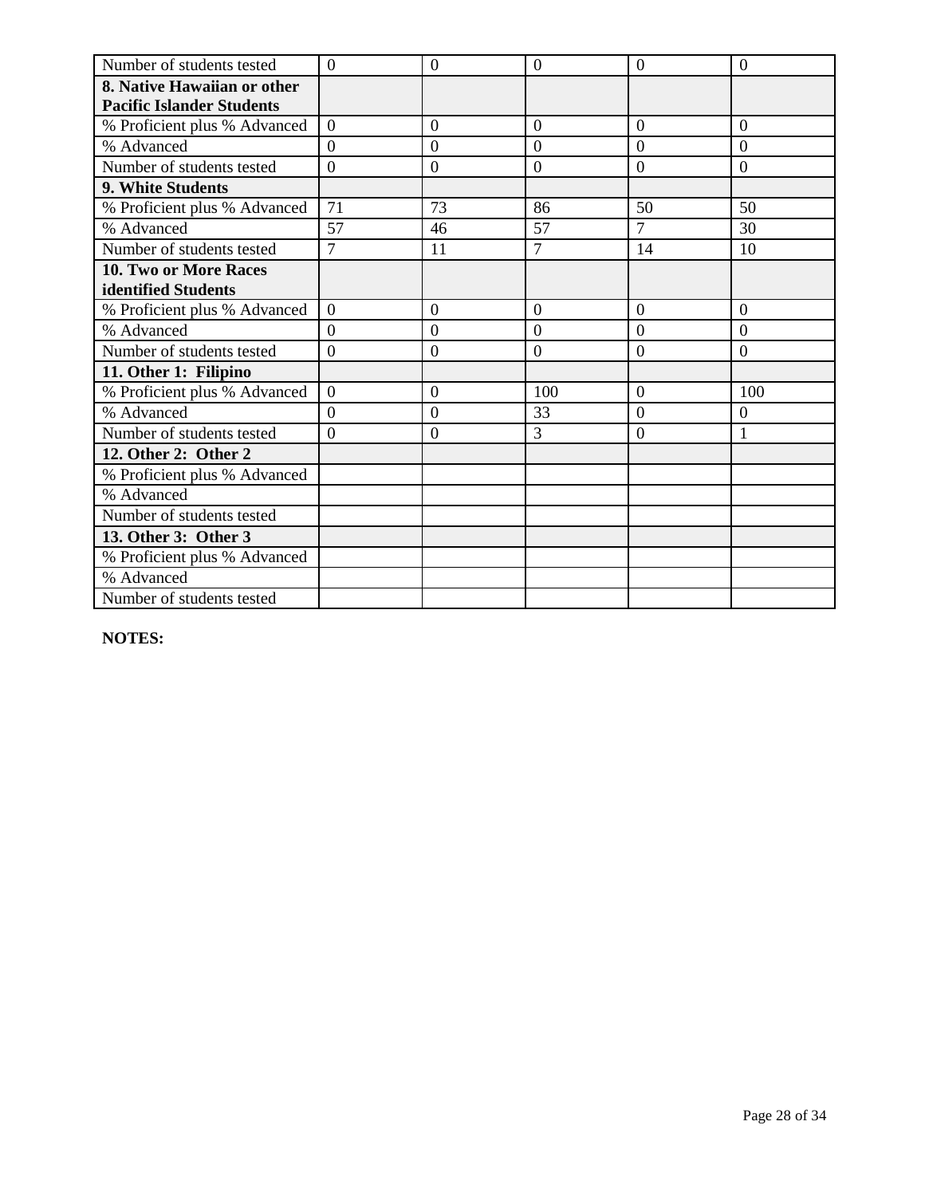| Number of students tested | 0 | 0 | 0 | 0 | 0 |
|---|---|---|---|---|---|
| **8. Native Hawaiian or other Pacific Islander Students** | | | | | |
| % Proficient plus % Advanced | 0 | 0 | 0 | 0 | 0 |
| % Advanced | 0 | 0 | 0 | 0 | 0 |
| Number of students tested | 0 | 0 | 0 | 0 | 0 |
| **9. White Students** | | | | | |
| % Proficient plus % Advanced | 71 | 73 | 86 | 50 | 50 |
| % Advanced | 57 | 46 | 57 | 7 | 30 |
| Number of students tested | 7 | 11 | 7 | 14 | 10 |
| **10. Two or More Races identified Students** | | | | | |
| % Proficient plus % Advanced | 0 | 0 | 0 | 0 | 0 |
| % Advanced | 0 | 0 | 0 | 0 | 0 |
| Number of students tested | 0 | 0 | 0 | 0 | 0 |
| **11. Other 1: Filipino** | | | | | |
| % Proficient plus % Advanced | 0 | 0 | 100 | 0 | 100 |
| % Advanced | 0 | 0 | 33 | 0 | 0 |
| Number of students tested | 0 | 0 | 3 | 0 | 1 |
| **12. Other 2: Other 2** | | | | | |
| % Proficient plus % Advanced | | | | | |
| % Advanced | | | | | |
| Number of students tested | | | | | |
| **13. Other 3: Other 3** | | | | | |
| % Proficient plus % Advanced | | | | | |
| % Advanced | | | | | |
| Number of students tested | | | | | |

**NOTES:**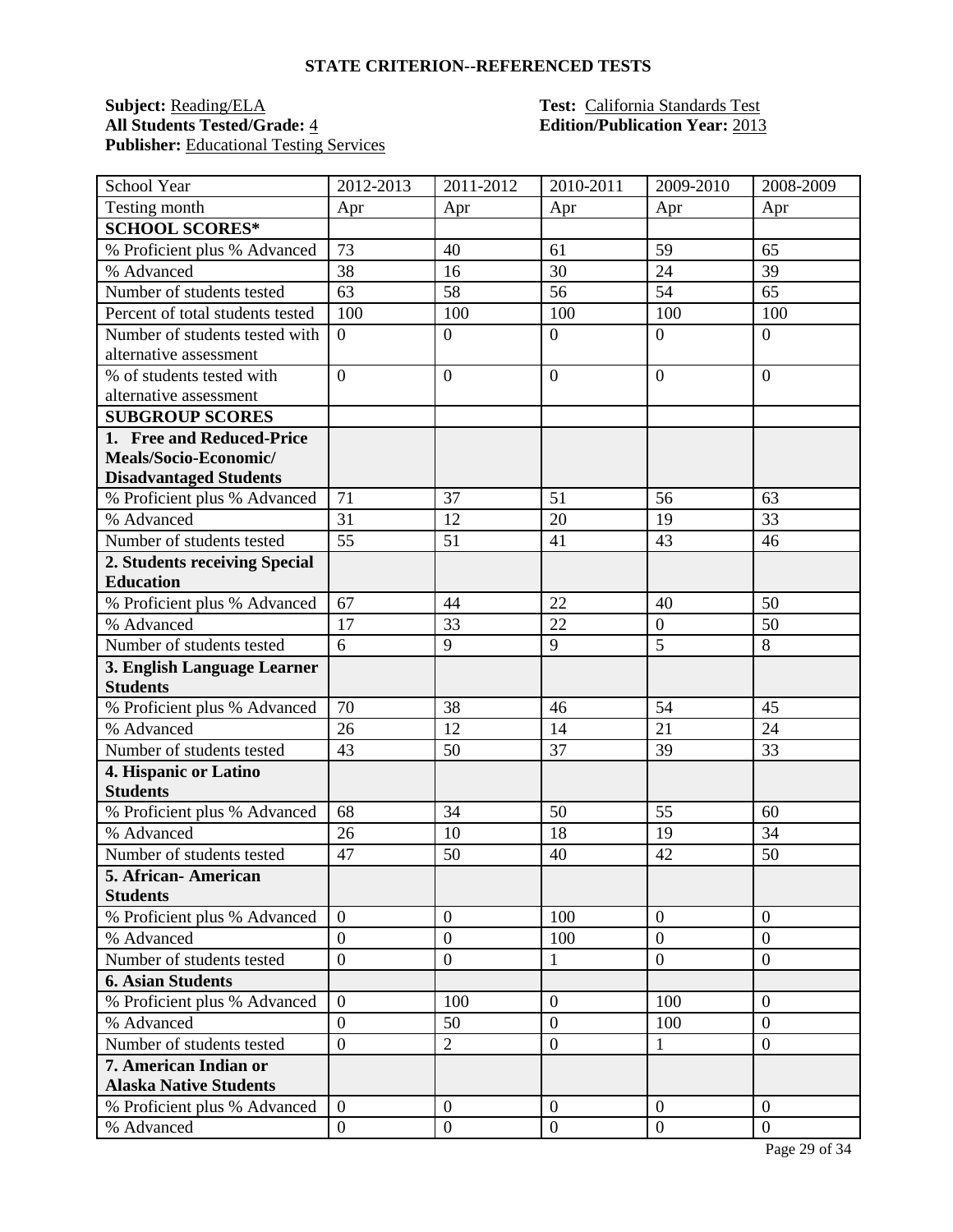## STATE CRITERION--REFERENCED TESTS

**Subject:** Reading/ELA
**All Students Tested/Grade:** 4
**Publisher:** Educational Testing Services

**Test:** California Standards Test
**Edition/Publication Year:** 2013

| School Year | 2012-2013 | 2011-2012 | 2010-2011 | 2009-2010 | 2008-2009 |
|---|---|---|---|---|---|
| Testing month | Apr | Apr | Apr | Apr | Apr |
| **SCHOOL SCORES*** | | | | | |
| % Proficient plus % Advanced | 73 | 40 | 61 | 59 | 65 |
| % Advanced | 38 | 16 | 30 | 24 | 39 |
| Number of students tested | 63 | 58 | 56 | 54 | 65 |
| Percent of total students tested | 100 | 100 | 100 | 100 | 100 |
| Number of students tested with alternative assessment | 0 | 0 | 0 | 0 | 0 |
| % of students tested with alternative assessment | 0 | 0 | 0 | 0 | 0 |
| **SUBGROUP SCORES** | | | | | |
| **1. Free and Reduced-Price Meals/Socio-Economic/ Disadvantaged Students** | | | | | |
| % Proficient plus % Advanced | 71 | 37 | 51 | 56 | 63 |
| % Advanced | 31 | 12 | 20 | 19 | 33 |
| Number of students tested | 55 | 51 | 41 | 43 | 46 |
| **2. Students receiving Special Education** | | | | | |
| % Proficient plus % Advanced | 67 | 44 | 22 | 40 | 50 |
| % Advanced | 17 | 33 | 22 | 0 | 50 |
| Number of students tested | 6 | 9 | 9 | 5 | 8 |
| **3. English Language Learner Students** | | | | | |
| % Proficient plus % Advanced | 70 | 38 | 46 | 54 | 45 |
| % Advanced | 26 | 12 | 14 | 21 | 24 |
| Number of students tested | 43 | 50 | 37 | 39 | 33 |
| **4. Hispanic or Latino Students** | | | | | |
| % Proficient plus % Advanced | 68 | 34 | 50 | 55 | 60 |
| % Advanced | 26 | 10 | 18 | 19 | 34 |
| Number of students tested | 47 | 50 | 40 | 42 | 50 |
| **5. African- American Students** | | | | | |
| % Proficient plus % Advanced | 0 | 0 | 100 | 0 | 0 |
| % Advanced | 0 | 0 | 100 | 0 | 0 |
| Number of students tested | 0 | 0 | 1 | 0 | 0 |
| **6. Asian Students** | | | | | |
| % Proficient plus % Advanced | 0 | 100 | 0 | 100 | 0 |
| % Advanced | 0 | 50 | 0 | 100 | 0 |
| Number of students tested | 0 | 2 | 0 | 1 | 0 |
| **7. American Indian or Alaska Native Students** | | | | | |
| % Proficient plus % Advanced | 0 | 0 | 0 | 0 | 0 |
| % Advanced | 0 | 0 | 0 | 0 | 0 |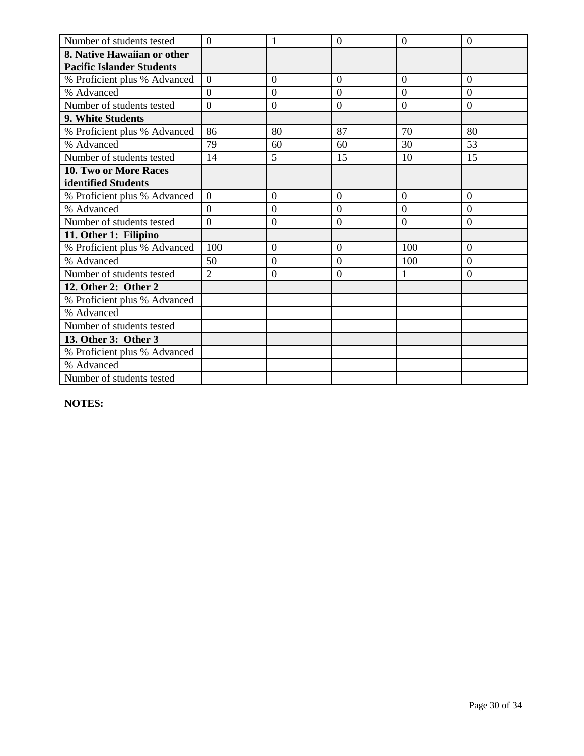| Number of students tested | 0 | 1 | 0 | 0 | 0 |
|---|---|---|---|---|---|
| **8. Native Hawaiian or other Pacific Islander Students** | | | | | |
| % Proficient plus % Advanced | 0 | 0 | 0 | 0 | 0 |
| % Advanced | 0 | 0 | 0 | 0 | 0 |
| Number of students tested | 0 | 0 | 0 | 0 | 0 |
| **9. White Students** | | | | | |
| % Proficient plus % Advanced | 86 | 80 | 87 | 70 | 80 |
| % Advanced | 79 | 60 | 60 | 30 | 53 |
| Number of students tested | 14 | 5 | 15 | 10 | 15 |
| **10. Two or More Races identified Students** | | | | | |
| % Proficient plus % Advanced | 0 | 0 | 0 | 0 | 0 |
| % Advanced | 0 | 0 | 0 | 0 | 0 |
| Number of students tested | 0 | 0 | 0 | 0 | 0 |
| **11. Other 1: Filipino** | | | | | |
| % Proficient plus % Advanced | 100 | 0 | 0 | 100 | 0 |
| % Advanced | 50 | 0 | 0 | 100 | 0 |
| Number of students tested | 2 | 0 | 0 | 1 | 0 |
| **12. Other 2: Other 2** | | | | | |
| % Proficient plus % Advanced | | | | | |
| % Advanced | | | | | |
| Number of students tested | | | | | |
| **13. Other 3: Other 3** | | | | | |
| % Proficient plus % Advanced | | | | | |
| % Advanced | | | | | |
| Number of students tested | | | | | |

**NOTES:**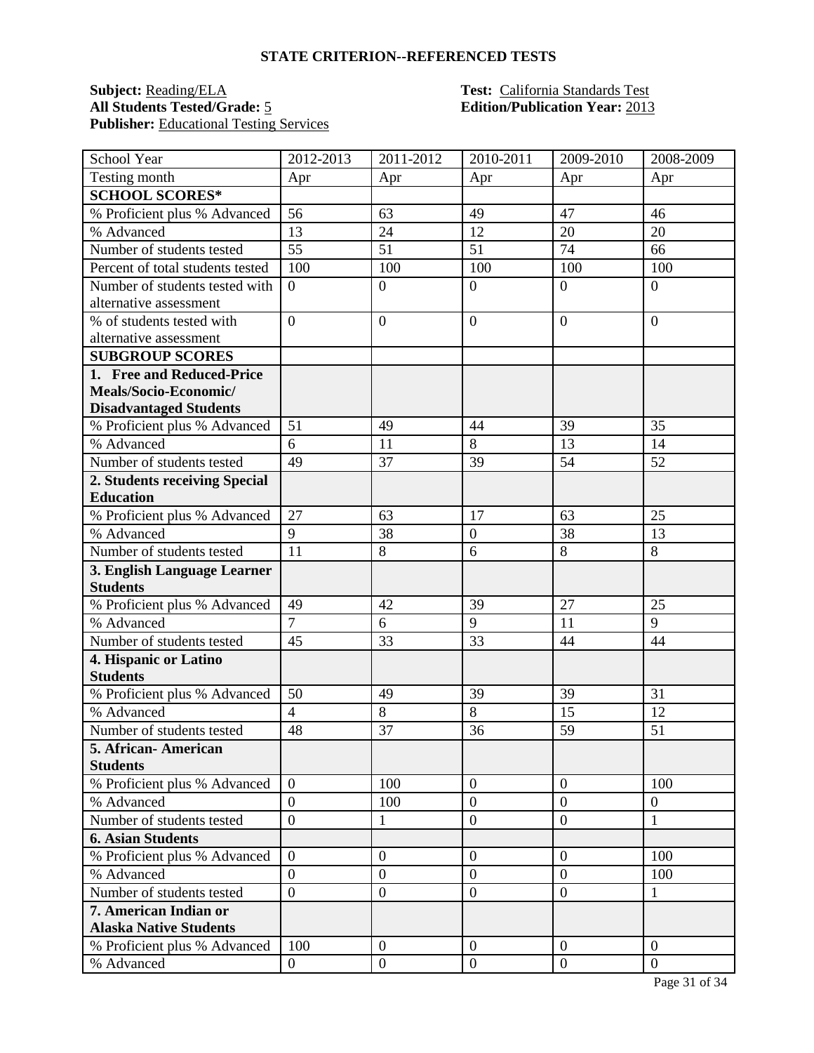## STATE CRITERION--REFERENCED TESTS

**Subject:** Reading/ELA  
**All Students Tested/Grade:** 5  
**Publisher:** Educational Testing Services  

**Test:** California Standards Test  
**Edition/Publication Year:** 2013  

| School Year | 2012-2013 | 2011-2012 | 2010-2011 | 2009-2010 | 2008-2009 |
|---|---|---|---|---|---|
| Testing month | Apr | Apr | Apr | Apr | Apr |
| **SCHOOL SCORES*** | | | | | |
| % Proficient plus % Advanced | 56 | 63 | 49 | 47 | 46 |
| % Advanced | 13 | 24 | 12 | 20 | 20 |
| Number of students tested | 55 | 51 | 51 | 74 | 66 |
| Percent of total students tested | 100 | 100 | 100 | 100 | 100 |
| Number of students tested with alternative assessment | 0 | 0 | 0 | 0 | 0 |
| % of students tested with alternative assessment | 0 | 0 | 0 | 0 | 0 |
| **SUBGROUP SCORES** | | | | | |
| **1. Free and Reduced-Price Meals/Socio-Economic/ Disadvantaged Students** | | | | | |
| % Proficient plus % Advanced | 51 | 49 | 44 | 39 | 35 |
| % Advanced | 6 | 11 | 8 | 13 | 14 |
| Number of students tested | 49 | 37 | 39 | 54 | 52 |
| **2. Students receiving Special Education** | | | | | |
| % Proficient plus % Advanced | 27 | 63 | 17 | 63 | 25 |
| % Advanced | 9 | 38 | 0 | 38 | 13 |
| Number of students tested | 11 | 8 | 6 | 8 | 8 |
| **3. English Language Learner Students** | | | | | |
| % Proficient plus % Advanced | 49 | 42 | 39 | 27 | 25 |
| % Advanced | 7 | 6 | 9 | 11 | 9 |
| Number of students tested | 45 | 33 | 33 | 44 | 44 |
| **4. Hispanic or Latino Students** | | | | | |
| % Proficient plus % Advanced | 50 | 49 | 39 | 39 | 31 |
| % Advanced | 4 | 8 | 8 | 15 | 12 |
| Number of students tested | 48 | 37 | 36 | 59 | 51 |
| **5. African- American Students** | | | | | |
| % Proficient plus % Advanced | 0 | 100 | 0 | 0 | 100 |
| % Advanced | 0 | 100 | 0 | 0 | 0 |
| Number of students tested | 0 | 1 | 0 | 0 | 1 |
| **6. Asian Students** | | | | | |
| % Proficient plus % Advanced | 0 | 0 | 0 | 0 | 100 |
| % Advanced | 0 | 0 | 0 | 0 | 100 |
| Number of students tested | 0 | 0 | 0 | 0 | 1 |
| **7. American Indian or Alaska Native Students** | | | | | |
| % Proficient plus % Advanced | 100 | 0 | 0 | 0 | 0 |
| % Advanced | 0 | 0 | 0 | 0 | 0 |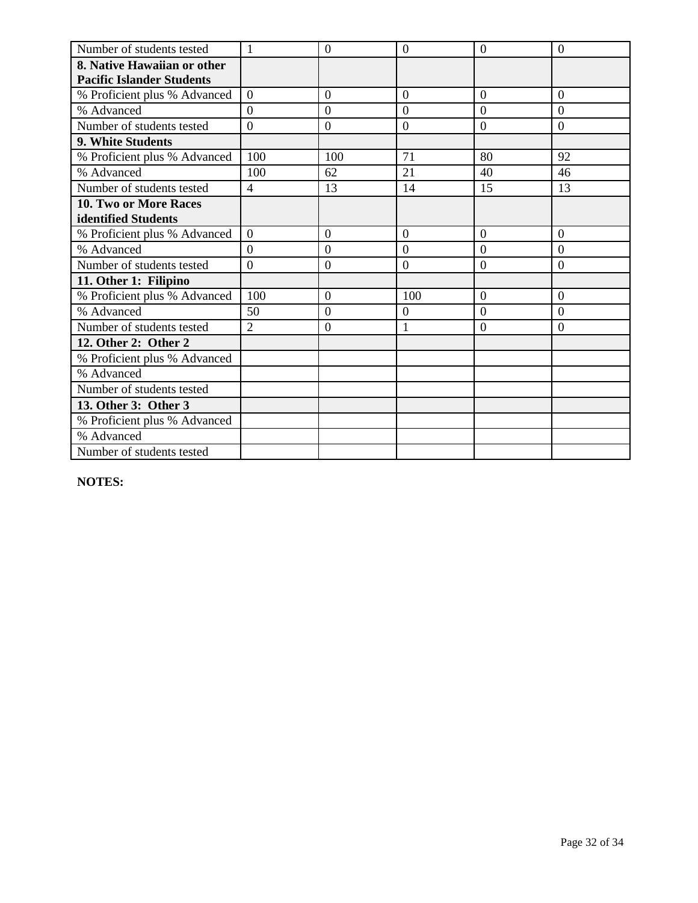| Number of students tested | 1 | 0 | 0 | 0 | 0 |
|---|---|---|---|---|---|
| **8. Native Hawaiian or other Pacific Islander Students** | | | | | |
| % Proficient plus % Advanced | 0 | 0 | 0 | 0 | 0 |
| % Advanced | 0 | 0 | 0 | 0 | 0 |
| Number of students tested | 0 | 0 | 0 | 0 | 0 |
| **9. White Students** | | | | | |
| % Proficient plus % Advanced | 100 | 100 | 71 | 80 | 92 |
| % Advanced | 100 | 62 | 21 | 40 | 46 |
| Number of students tested | 4 | 13 | 14 | 15 | 13 |
| **10. Two or More Races identified Students** | | | | | |
| % Proficient plus % Advanced | 0 | 0 | 0 | 0 | 0 |
| % Advanced | 0 | 0 | 0 | 0 | 0 |
| Number of students tested | 0 | 0 | 0 | 0 | 0 |
| **11. Other 1: Filipino** | | | | | |
| % Proficient plus % Advanced | 100 | 0 | 100 | 0 | 0 |
| % Advanced | 50 | 0 | 0 | 0 | 0 |
| Number of students tested | 2 | 0 | 1 | 0 | 0 |
| **12. Other 2: Other 2** | | | | | |
| % Proficient plus % Advanced | | | | | |
| % Advanced | | | | | |
| Number of students tested | | | | | |
| **13. Other 3: Other 3** | | | | | |
| % Proficient plus % Advanced | | | | | |
| % Advanced | | | | | |
| Number of students tested | | | | | |

**NOTES:**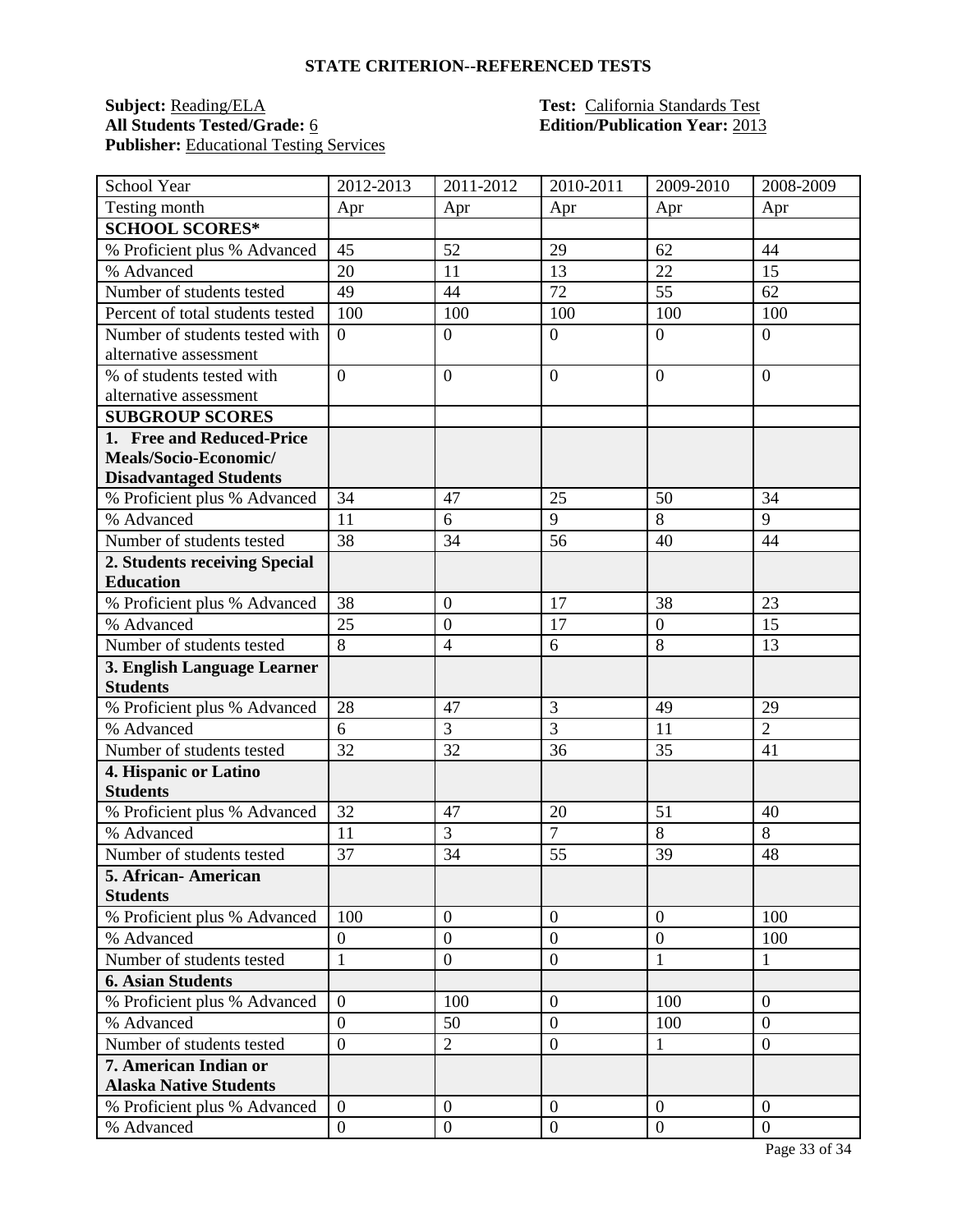## STATE CRITERION--REFERENCED TESTS

**Subject:** Reading/ELA
**All Students Tested/Grade:** 6
**Publisher:** Educational Testing Services

**Test:** California Standards Test
**Edition/Publication Year:** 2013

| School Year | 2012-2013 | 2011-2012 | 2010-2011 | 2009-2010 | 2008-2009 |
|---|---|---|---|---|---|
| Testing month | Apr | Apr | Apr | Apr | Apr |
| **SCHOOL SCORES*** | | | | | |
| % Proficient plus % Advanced | 45 | 52 | 29 | 62 | 44 |
| % Advanced | 20 | 11 | 13 | 22 | 15 |
| Number of students tested | 49 | 44 | 72 | 55 | 62 |
| Percent of total students tested | 100 | 100 | 100 | 100 | 100 |
| Number of students tested with alternative assessment | 0 | 0 | 0 | 0 | 0 |
| % of students tested with alternative assessment | 0 | 0 | 0 | 0 | 0 |
| **SUBGROUP SCORES** | | | | | |
| **1. Free and Reduced-Price Meals/Socio-Economic/ Disadvantaged Students** | | | | | |
| % Proficient plus % Advanced | 34 | 47 | 25 | 50 | 34 |
| % Advanced | 11 | 6 | 9 | 8 | 9 |
| Number of students tested | 38 | 34 | 56 | 40 | 44 |
| **2. Students receiving Special Education** | | | | | |
| % Proficient plus % Advanced | 38 | 0 | 17 | 38 | 23 |
| % Advanced | 25 | 0 | 17 | 0 | 15 |
| Number of students tested | 8 | 4 | 6 | 8 | 13 |
| **3. English Language Learner Students** | | | | | |
| % Proficient plus % Advanced | 28 | 47 | 3 | 49 | 29 |
| % Advanced | 6 | 3 | 3 | 11 | 2 |
| Number of students tested | 32 | 32 | 36 | 35 | 41 |
| **4. Hispanic or Latino Students** | | | | | |
| % Proficient plus % Advanced | 32 | 47 | 20 | 51 | 40 |
| % Advanced | 11 | 3 | 7 | 8 | 8 |
| Number of students tested | 37 | 34 | 55 | 39 | 48 |
| **5. African- American Students** | | | | | |
| % Proficient plus % Advanced | 100 | 0 | 0 | 0 | 100 |
| % Advanced | 0 | 0 | 0 | 0 | 100 |
| Number of students tested | 1 | 0 | 0 | 1 | 1 |
| **6. Asian Students** | | | | | |
| % Proficient plus % Advanced | 0 | 100 | 0 | 100 | 0 |
| % Advanced | 0 | 50 | 0 | 100 | 0 |
| Number of students tested | 0 | 2 | 0 | 1 | 0 |
| **7. American Indian or Alaska Native Students** | | | | | |
| % Proficient plus % Advanced | 0 | 0 | 0 | 0 | 0 |
| % Advanced | 0 | 0 | 0 | 0 | 0 |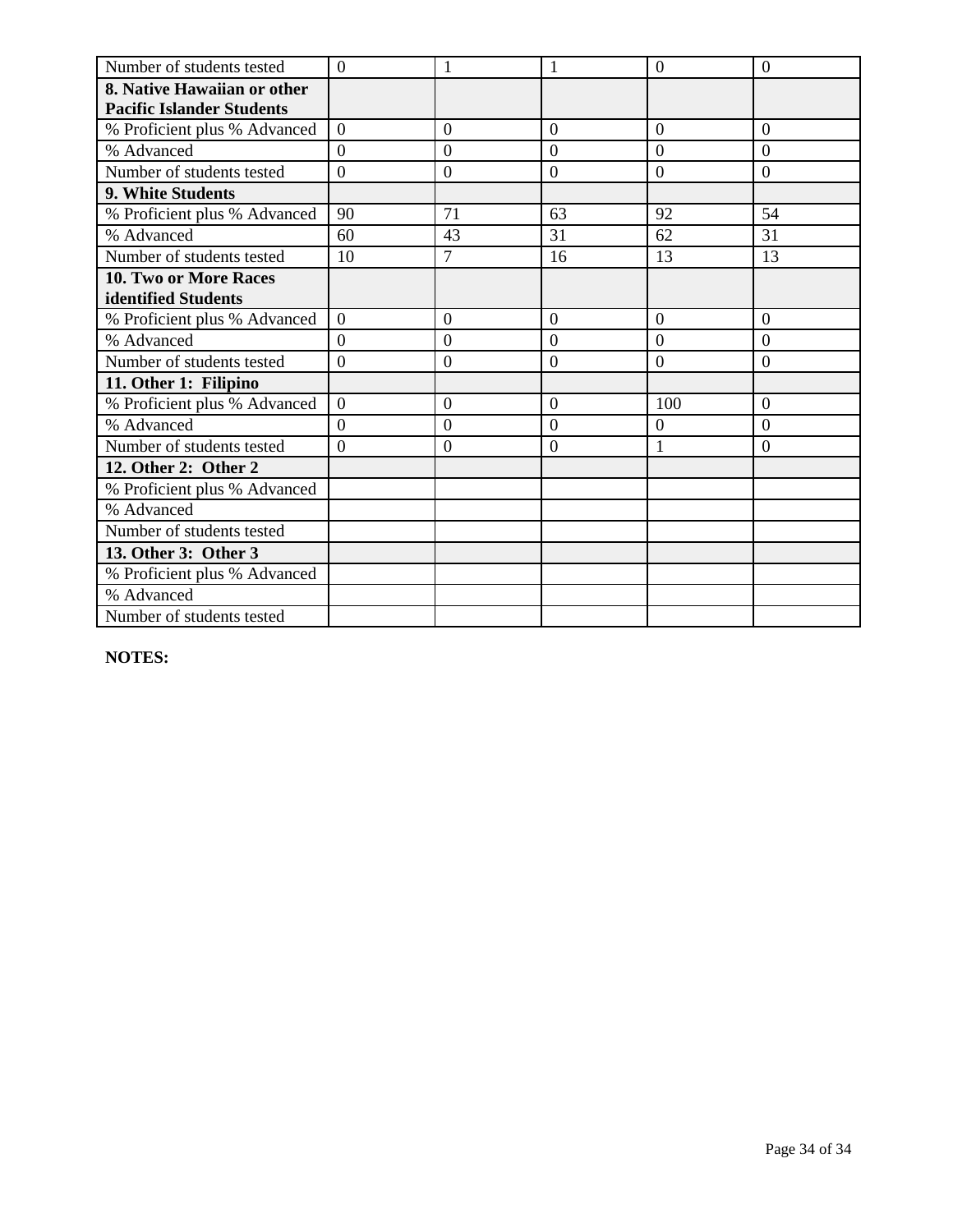| | | | | | |
|---|---|---|---|---|---|
| Number of students tested | 0 | 1 | 1 | 0 | 0 |
| **8. Native Hawaiian or other Pacific Islander Students** | | | | | |
| % Proficient plus % Advanced | 0 | 0 | 0 | 0 | 0 |
| % Advanced | 0 | 0 | 0 | 0 | 0 |
| Number of students tested | 0 | 0 | 0 | 0 | 0 |
| **9. White Students** | | | | | |
| % Proficient plus % Advanced | 90 | 71 | 63 | 92 | 54 |
| % Advanced | 60 | 43 | 31 | 62 | 31 |
| Number of students tested | 10 | 7 | 16 | 13 | 13 |
| **10. Two or More Races identified Students** | | | | | |
| % Proficient plus % Advanced | 0 | 0 | 0 | 0 | 0 |
| % Advanced | 0 | 0 | 0 | 0 | 0 |
| Number of students tested | 0 | 0 | 0 | 0 | 0 |
| **11. Other 1: Filipino** | | | | | |
| % Proficient plus % Advanced | 0 | 0 | 0 | 100 | 0 |
| % Advanced | 0 | 0 | 0 | 0 | 0 |
| Number of students tested | 0 | 0 | 0 | 1 | 0 |
| **12. Other 2: Other 2** | | | | | |
| % Proficient plus % Advanced | | | | | |
| % Advanced | | | | | |
| Number of students tested | | | | | |
| **13. Other 3: Other 3** | | | | | |
| % Proficient plus % Advanced | | | | | |
| % Advanced | | | | | |
| Number of students tested | | | | | |

**NOTES:**